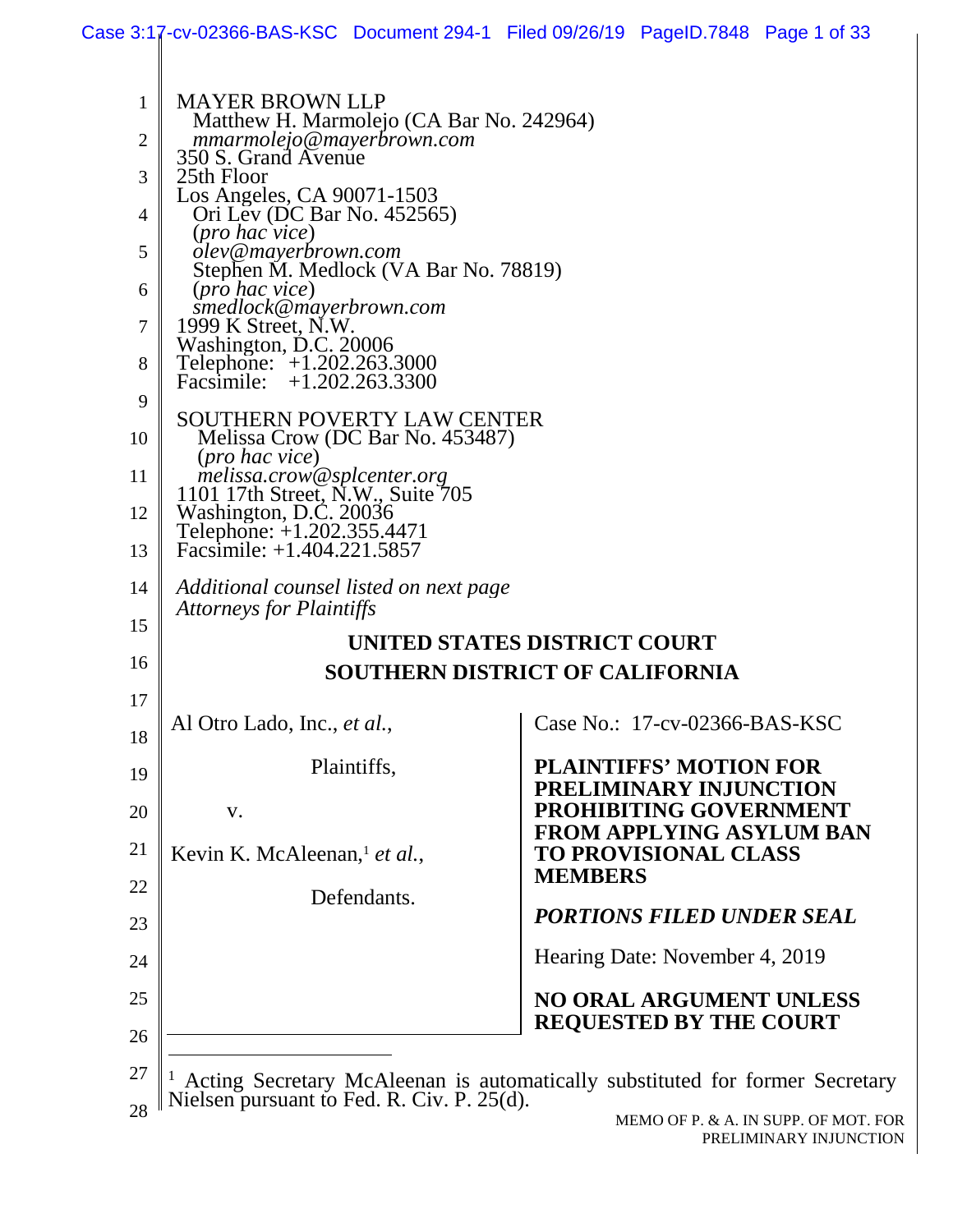MAYER BROWN LLP
Matthew H. Marmolejo (CA Bar No. 242964)
*mmarmolejo@mayerbrown.com*
350 S. Grand Avenue
25th Floor
Los Angeles, CA 90071-1503
Ori Lev (DC Bar No. 452565)
(*pro hac vice*)
*olev@mayerbrown.com*
Stephen M. Medlock (VA Bar No. 78819)
(*pro hac vice*)
*smedlock@mayerbrown.com*
1999 K Street, N.W.
Washington, D.C. 20006
Telephone: +1.202.263.3000
Facsimile: +1.202.263.3300

SOUTHERN POVERTY LAW CENTER
Melissa Crow (DC Bar No. 453487)
(*pro hac vice*)
*melissa.crow@splcenter.org*
1101 17th Street, N.W., Suite 705
Washington, D.C. 20036
Telephone: +1.202.355.4471
Facsimile: +1.404.221.5857

*Additional counsel listed on next page*
*Attorneys for Plaintiffs*

**UNITED STATES DISTRICT COURT**
**SOUTHERN DISTRICT OF CALIFORNIA**

Al Otro Lado, Inc., *et al.*,

Plaintiffs,

v.

Kevin K. McAleenan,[1] *et al.*,

Defendants.

Case No.: 17-cv-02366-BAS-KSC

**PLAINTIFFS' MOTION FOR PRELIMINARY INJUNCTION PROHIBITING GOVERNMENT FROM APPLYING ASYLUM BAN TO PROVISIONAL CLASS MEMBERS**

***PORTIONS FILED UNDER SEAL***

Hearing Date: November 4, 2019

**NO ORAL ARGUMENT UNLESS REQUESTED BY THE COURT**

---

[1] Acting Secretary McAleenan is automatically substituted for former Secretary Nielsen pursuant to Fed. R. Civ. P. 25(d).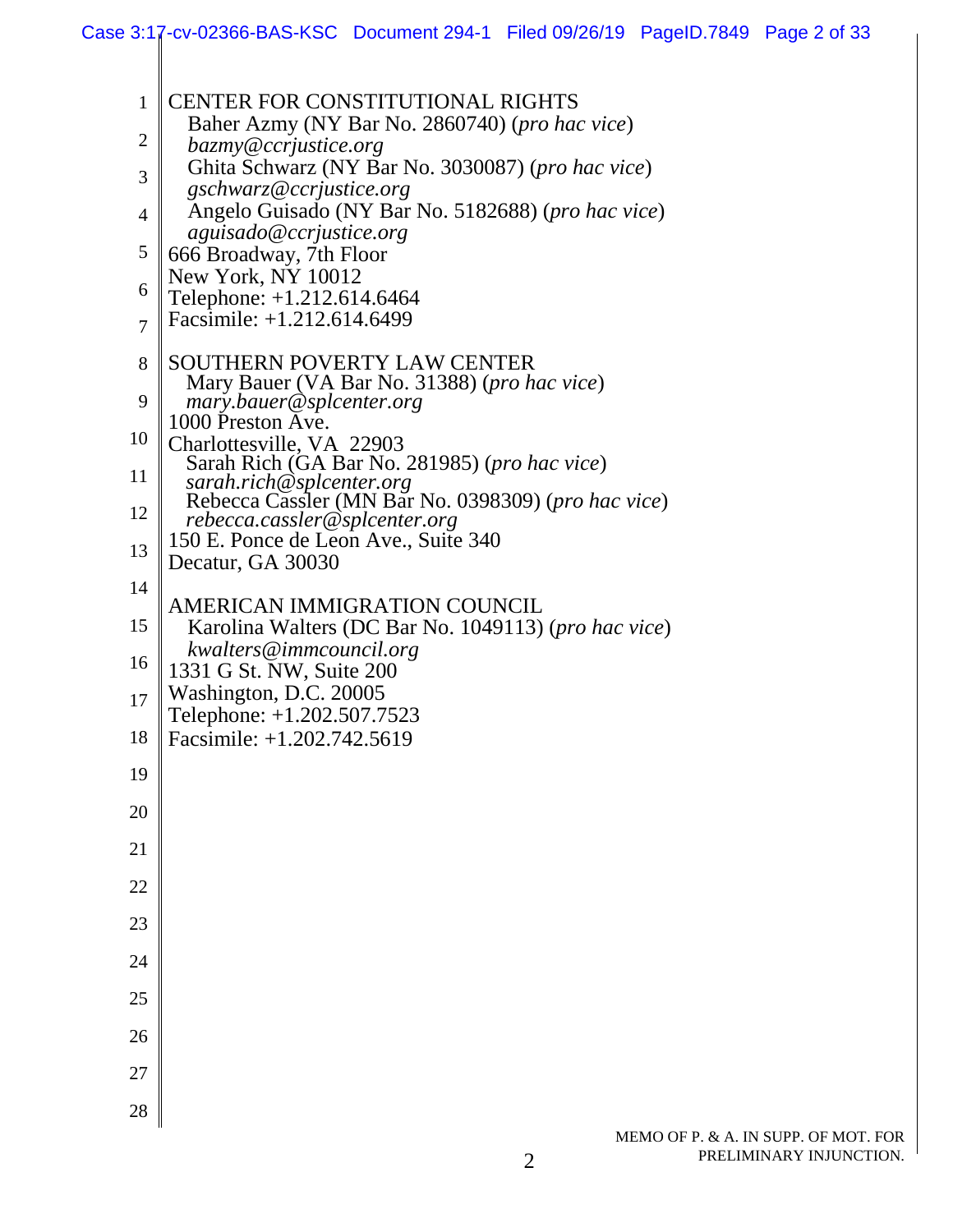CENTER FOR CONSTITUTIONAL RIGHTS
Baher Azmy (NY Bar No. 2860740) (*pro hac vice*)
*bazmy@ccrjustice.org*
Ghita Schwarz (NY Bar No. 3030087) (*pro hac vice*)
*gschwarz@ccrjustice.org*
Angelo Guisado (NY Bar No. 5182688) (*pro hac vice*)
*aguisado@ccrjustice.org*
666 Broadway, 7th Floor
New York, NY 10012
Telephone: +1.212.614.6464
Facsimile: +1.212.614.6499

SOUTHERN POVERTY LAW CENTER
Mary Bauer (VA Bar No. 31388) (*pro hac vice*)
*mary.bauer@splcenter.org*
1000 Preston Ave.
Charlottesville, VA 22903
Sarah Rich (GA Bar No. 281985) (*pro hac vice*)
*sarah.rich@splcenter.org*
Rebecca Cassler (MN Bar No. 0398309) (*pro hac vice*)
*rebecca.cassler@splcenter.org*
150 E. Ponce de Leon Ave., Suite 340
Decatur, GA 30030

AMERICAN IMMIGRATION COUNCIL
Karolina Walters (DC Bar No. 1049113) (*pro hac vice*)
*kwalters@immcouncil.org*
1331 G St. NW, Suite 200
Washington, D.C. 20005
Telephone: +1.202.507.7523
Facsimile: +1.202.742.5619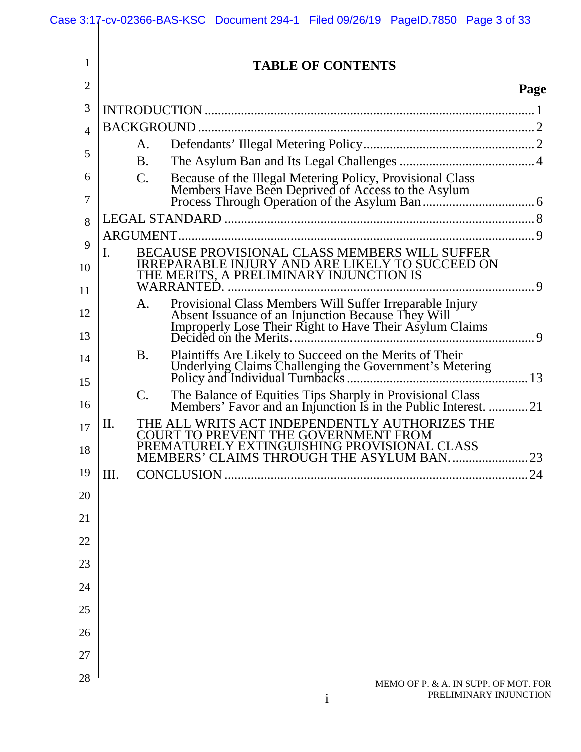# TABLE OF CONTENTS

| | Page |
|---|---|
| INTRODUCTION | 1 |
| BACKGROUND | 2 |
| A. Defendants' Illegal Metering Policy | 2 |
| B. The Asylum Ban and Its Legal Challenges | 4 |
| C. Because of the Illegal Metering Policy, Provisional Class Members Have Been Deprived of Access to the Asylum Process Through Operation of the Asylum Ban | 6 |
| LEGAL STANDARD | 8 |
| ARGUMENT | 9 |
| I. BECAUSE PROVISIONAL CLASS MEMBERS WILL SUFFER IRREPARABLE INJURY AND ARE LIKELY TO SUCCEED ON THE MERITS, A PRELIMINARY INJUNCTION IS WARRANTED. | 9 |
| A. Provisional Class Members Will Suffer Irreparable Injury Absent Issuance of an Injunction Because They Will Improperly Lose Their Right to Have Their Asylum Claims Decided on the Merits. | 9 |
| B. Plaintiffs Are Likely to Succeed on the Merits of Their Underlying Claims Challenging the Government's Metering Policy and Individual Turnbacks | 13 |
| C. The Balance of Equities Tips Sharply in Provisional Class Members' Favor and an Injunction Is in the Public Interest. | 21 |
| II. THE ALL WRITS ACT INDEPENDENTLY AUTHORIZES THE COURT TO PREVENT THE GOVERNMENT FROM PREMATURELY EXTINGUISHING PROVISIONAL CLASS MEMBERS' CLAIMS THROUGH THE ASYLUM BAN. | 23 |
| III. CONCLUSION | 24 |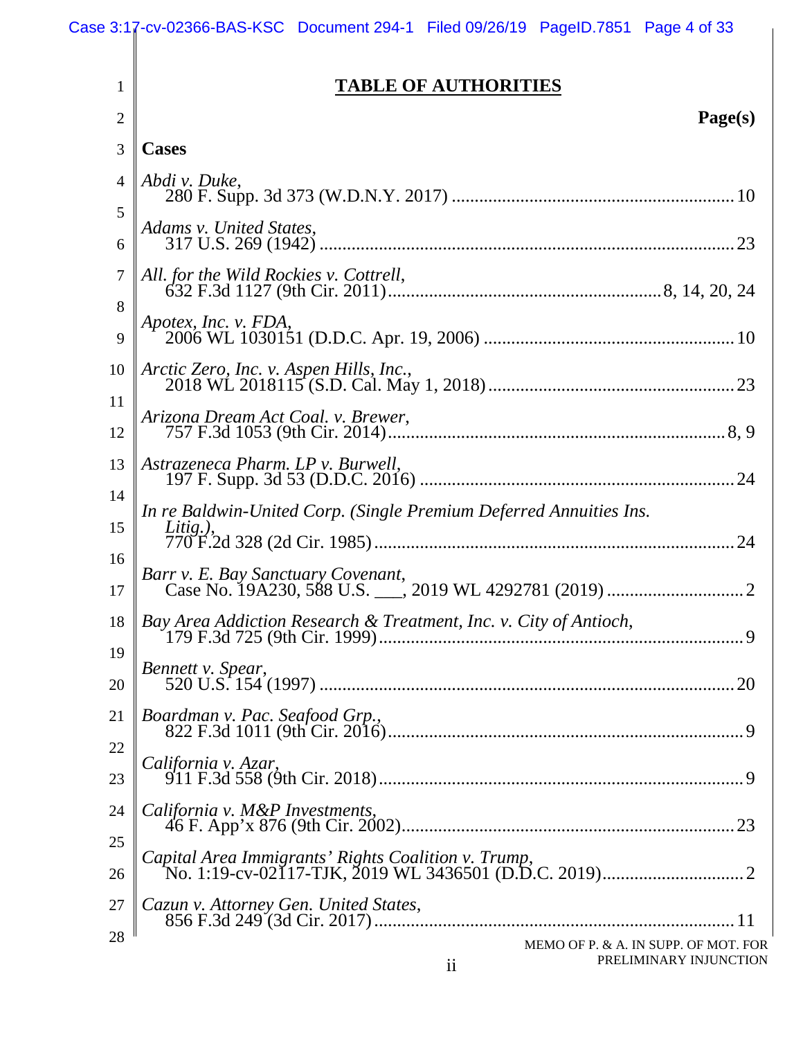# TABLE OF AUTHORITIES

**Page(s)**

## Cases

*Abdi v. Duke*,
280 F. Supp. 3d 373 (W.D.N.Y. 2017) .......... 10

*Adams v. United States*,
317 U.S. 269 (1942) .......... 23

*All. for the Wild Rockies v. Cottrell*,
632 F.3d 1127 (9th Cir. 2011) .......... 8, 14, 20, 24

*Apotex, Inc. v. FDA*,
2006 WL 1030151 (D.D.C. Apr. 19, 2006) .......... 10

*Arctic Zero, Inc. v. Aspen Hills, Inc.*,
2018 WL 2018115 (S.D. Cal. May 1, 2018) .......... 23

*Arizona Dream Act Coal. v. Brewer*,
757 F.3d 1053 (9th Cir. 2014) .......... 8, 9

*Astrazeneca Pharm. LP v. Burwell*,
197 F. Supp. 3d 53 (D.D.C. 2016) .......... 24

*In re Baldwin-United Corp. (Single Premium Deferred Annuities Ins. Litig.)*,
770 F.2d 328 (2d Cir. 1985) .......... 24

*Barr v. E. Bay Sanctuary Covenant*,
Case No. 19A230, 588 U.S. ___, 2019 WL 4292781 (2019) .......... 2

*Bay Area Addiction Research & Treatment, Inc. v. City of Antioch*,
179 F.3d 725 (9th Cir. 1999) .......... 9

*Bennett v. Spear*,
520 U.S. 154 (1997) .......... 20

*Boardman v. Pac. Seafood Grp.*,
822 F.3d 1011 (9th Cir. 2016) .......... 9

*California v. Azar*,
911 F.3d 558 (9th Cir. 2018) .......... 9

*California v. M&P Investments*,
46 F. App'x 876 (9th Cir. 2002) .......... 23

*Capital Area Immigrants' Rights Coalition v. Trump*,
No. 1:19-cv-02117-TJK, 2019 WL 3436501 (D.D.C. 2019) .......... 2

*Cazun v. Attorney Gen. United States*,
856 F.3d 249 (3d Cir. 2017) .......... 11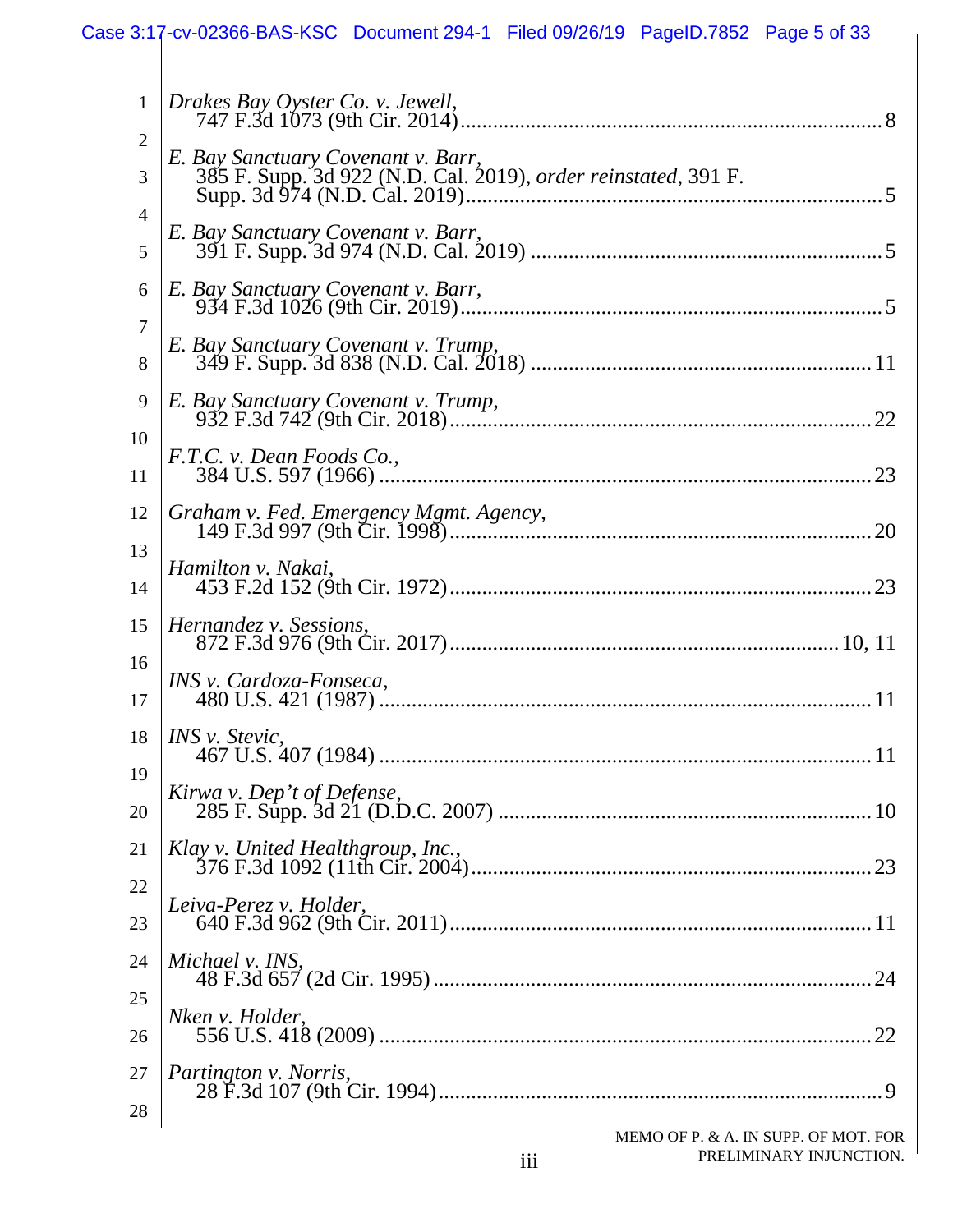*Drakes Bay Oyster Co. v. Jewell*,
747 F.3d 1073 (9th Cir. 2014) .......... 8

*E. Bay Sanctuary Covenant v. Barr*,
385 F. Supp. 3d 922 (N.D. Cal. 2019), *order reinstated*, 391 F. Supp. 3d 974 (N.D. Cal. 2019) .......... 5

*E. Bay Sanctuary Covenant v. Barr*,
391 F. Supp. 3d 974 (N.D. Cal. 2019) .......... 5

*E. Bay Sanctuary Covenant v. Barr*,
934 F.3d 1026 (9th Cir. 2019) .......... 5

*E. Bay Sanctuary Covenant v. Trump*,
349 F. Supp. 3d 838 (N.D. Cal. 2018) .......... 11

*E. Bay Sanctuary Covenant v. Trump*,
932 F.3d 742 (9th Cir. 2018) .......... 22

*F.T.C. v. Dean Foods Co.*,
384 U.S. 597 (1966) .......... 23

*Graham v. Fed. Emergency Mgmt. Agency*,
149 F.3d 997 (9th Cir. 1998) .......... 20

*Hamilton v. Nakai*,
453 F.2d 152 (9th Cir. 1972) .......... 23

*Hernandez v. Sessions*,
872 F.3d 976 (9th Cir. 2017) .......... 10, 11

*INS v. Cardoza-Fonseca*,
480 U.S. 421 (1987) .......... 11

*INS v. Stevic*,
467 U.S. 407 (1984) .......... 11

*Kirwa v. Dep't of Defense*,
285 F. Supp. 3d 21 (D.D.C. 2007) .......... 10

*Klay v. United Healthgroup, Inc.*,
376 F.3d 1092 (11th Cir. 2004) .......... 23

*Leiva-Perez v. Holder*,
640 F.3d 962 (9th Cir. 2011) .......... 11

*Michael v. INS*,
48 F.3d 657 (2d Cir. 1995) .......... 24

*Nken v. Holder*,
556 U.S. 418 (2009) .......... 22

*Partington v. Norris*,
28 F.3d 107 (9th Cir. 1994) .......... 9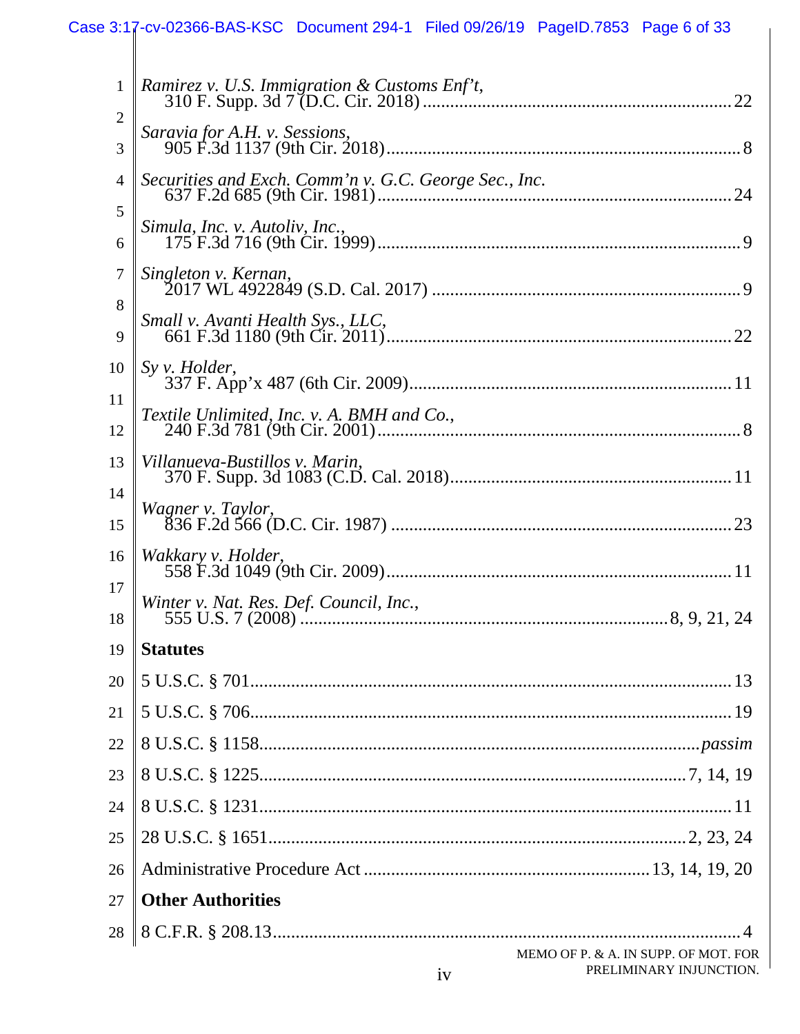*Ramirez v. U.S. Immigration & Customs Enf't*,
310 F. Supp. 3d 7 (D.C. Cir. 2018) .................................................................... 22

*Saravia for A.H. v. Sessions*,
905 F.3d 1137 (9th Cir. 2018)............................................................................... 8

*Securities and Exch. Comm'n v. G.C. George Sec., Inc.*
637 F.2d 685 (9th Cir. 1981)............................................................................... 24

*Simula, Inc. v. Autoliv, Inc.*,
175 F.3d 716 (9th Cir. 1999)................................................................................. 9

*Singleton v. Kernan*,
2017 WL 4922849 (S.D. Cal. 2017) ..................................................................... 9

*Small v. Avanti Health Sys., LLC*,
661 F.3d 1180 (9th Cir. 2011)............................................................................. 22

*Sy v. Holder*,
337 F. App'x 487 (6th Cir. 2009)......................................................................... 11

*Textile Unlimited, Inc. v. A. BMH and Co.*,
240 F.3d 781 (9th Cir. 2001)................................................................................. 8

*Villanueva-Bustillos v. Marin*,
370 F. Supp. 3d 1083 (C.D. Cal. 2018)............................................................... 11

*Wagner v. Taylor*,
836 F.2d 566 (D.C. Cir. 1987) ............................................................................ 23

*Wakkary v. Holder*,
558 F.3d 1049 (9th Cir. 2009)............................................................................. 11

*Winter v. Nat. Res. Def. Council, Inc.*,
555 U.S. 7 (2008) ................................................................................. 8, 9, 21, 24

**Statutes**

5 U.S.C. § 701........................................................................................................... 13

5 U.S.C. § 706........................................................................................................... 19

8 U.S.C. § 1158.................................................................................................. *passim*

8 U.S.C. § 1225...................................................................................... 7, 14, 19

8 U.S.C. § 1231........................................................................................................ 11

28 U.S.C. § 1651................................................................................................ 2, 23, 24

Administrative Procedure Act ............................................................... 13, 14, 19, 20

**Other Authorities**

8 C.F.R. § 208.13........................................................................................................ 4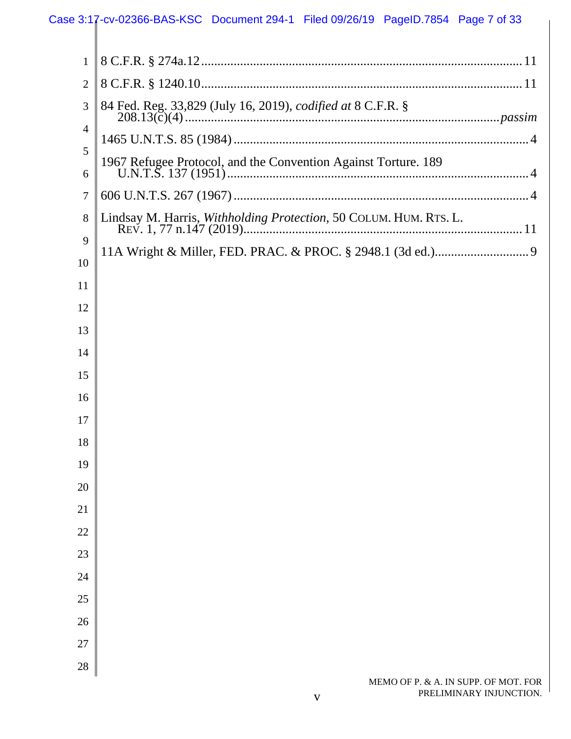8 C.F.R. § 274a.12 .................................................................................................. 11

8 C.F.R. § 1240.10 .................................................................................................. 11

84 Fed. Reg. 33,829 (July 16, 2019), *codified at* 8 C.F.R. § 208.13(c)(4) .................................................................................................. *passim*

1465 U.N.T.S. 85 (1984) .................................................................................................. 4

1967 Refugee Protocol, and the Convention Against Torture. 189 U.N.T.S. 137 (1951) .................................................................................................. 4

606 U.N.T.S. 267 (1967) .................................................................................................. 4

Lindsay M. Harris, *Withholding Protection*, 50 COLUM. HUM. RTS. L. REV. 1, 77 n.147 (2019) .................................................................................................. 11

11A Wright & Miller, FED. PRAC. & PROC. § 2948.1 (3d ed.) .................................................................................................. 9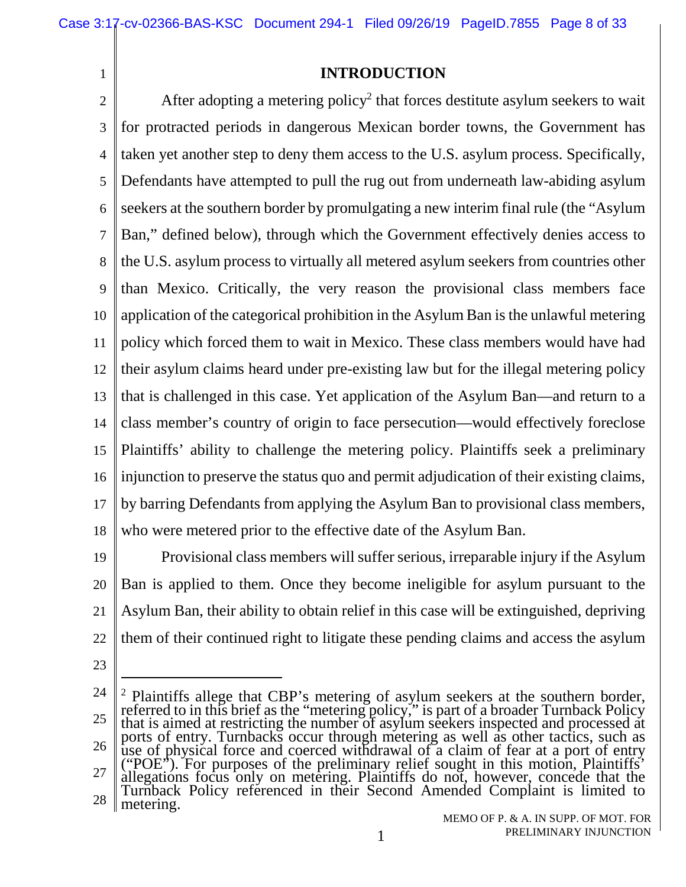## INTRODUCTION

After adopting a metering policy[2] that forces destitute asylum seekers to wait for protracted periods in dangerous Mexican border towns, the Government has taken yet another step to deny them access to the U.S. asylum process. Specifically, Defendants have attempted to pull the rug out from underneath law-abiding asylum seekers at the southern border by promulgating a new interim final rule (the "Asylum Ban," defined below), through which the Government effectively denies access to the U.S. asylum process to virtually all metered asylum seekers from countries other than Mexico. Critically, the very reason the provisional class members face application of the categorical prohibition in the Asylum Ban is the unlawful metering policy which forced them to wait in Mexico. These class members would have had their asylum claims heard under pre-existing law but for the illegal metering policy that is challenged in this case. Yet application of the Asylum Ban—and return to a class member's country of origin to face persecution—would effectively foreclose Plaintiffs' ability to challenge the metering policy. Plaintiffs seek a preliminary injunction to preserve the status quo and permit adjudication of their existing claims, by barring Defendants from applying the Asylum Ban to provisional class members, who were metered prior to the effective date of the Asylum Ban.

Provisional class members will suffer serious, irreparable injury if the Asylum Ban is applied to them. Once they become ineligible for asylum pursuant to the Asylum Ban, their ability to obtain relief in this case will be extinguished, depriving them of their continued right to litigate these pending claims and access the asylum

---

[2] Plaintiffs allege that CBP's metering of asylum seekers at the southern border, referred to in this brief as the "metering policy," is part of a broader Turnback Policy that is aimed at restricting the number of asylum seekers inspected and processed at ports of entry. Turnbacks occur through metering as well as other tactics, such as use of physical force and coerced withdrawal of a claim of fear at a port of entry ("POE"). For purposes of the preliminary relief sought in this motion, Plaintiffs' allegations focus only on metering. Plaintiffs do not, however, concede that the Turnback Policy referenced in their Second Amended Complaint is limited to metering.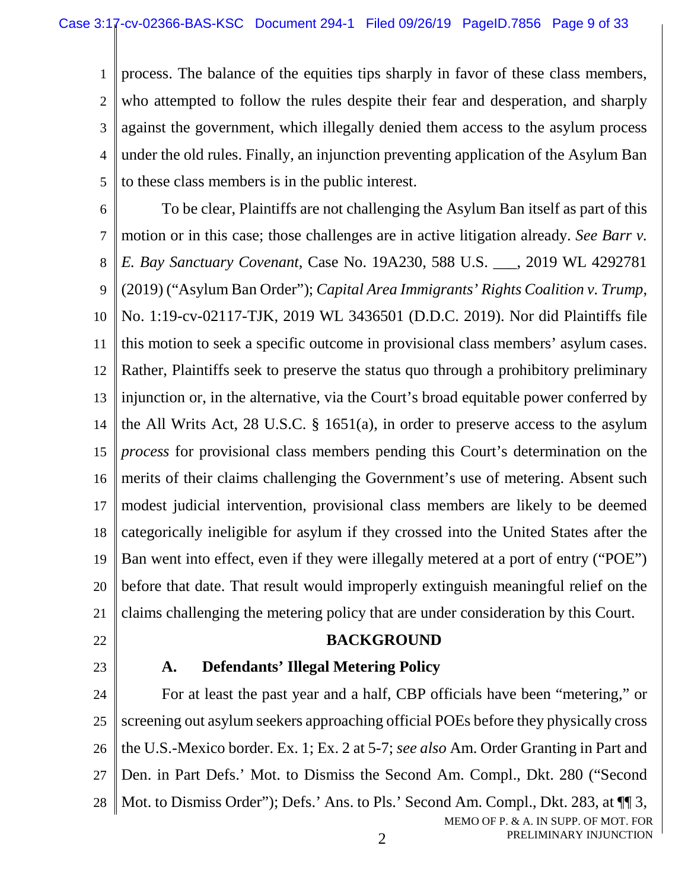process. The balance of the equities tips sharply in favor of these class members, who attempted to follow the rules despite their fear and desperation, and sharply against the government, which illegally denied them access to the asylum process under the old rules. Finally, an injunction preventing application of the Asylum Ban to these class members is in the public interest.

To be clear, Plaintiffs are not challenging the Asylum Ban itself as part of this motion or in this case; those challenges are in active litigation already. *See Barr v. E. Bay Sanctuary Covenant*, Case No. 19A230, 588 U.S. ___, 2019 WL 4292781 (2019) ("Asylum Ban Order"); *Capital Area Immigrants' Rights Coalition v. Trump*, No. 1:19-cv-02117-TJK, 2019 WL 3436501 (D.D.C. 2019). Nor did Plaintiffs file this motion to seek a specific outcome in provisional class members' asylum cases. Rather, Plaintiffs seek to preserve the status quo through a prohibitory preliminary injunction or, in the alternative, via the Court's broad equitable power conferred by the All Writs Act, 28 U.S.C. § 1651(a), in order to preserve access to the asylum *process* for provisional class members pending this Court's determination on the merits of their claims challenging the Government's use of metering. Absent such modest judicial intervention, provisional class members are likely to be deemed categorically ineligible for asylum if they crossed into the United States after the Ban went into effect, even if they were illegally metered at a port of entry ("POE") before that date. That result would improperly extinguish meaningful relief on the claims challenging the metering policy that are under consideration by this Court.

## BACKGROUND

### A. Defendants' Illegal Metering Policy

For at least the past year and a half, CBP officials have been "metering," or screening out asylum seekers approaching official POEs before they physically cross the U.S.-Mexico border. Ex. 1; Ex. 2 at 5-7; *see also* Am. Order Granting in Part and Den. in Part Defs.' Mot. to Dismiss the Second Am. Compl., Dkt. 280 ("Second Mot. to Dismiss Order"); Defs.' Ans. to Pls.' Second Am. Compl., Dkt. 283, at ¶¶ 3,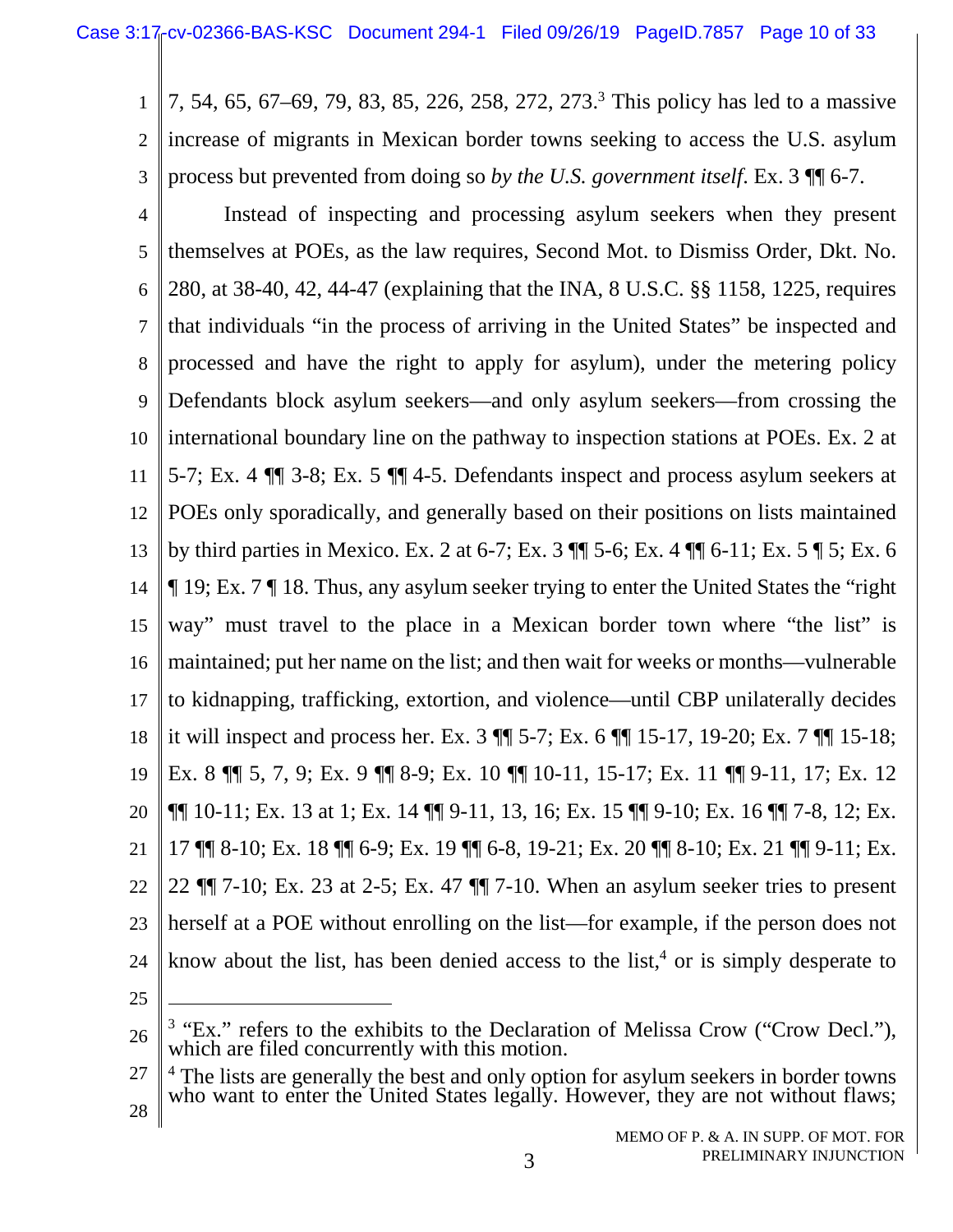7, 54, 65, 67–69, 79, 83, 85, 226, 258, 272, 273.[3] This policy has led to a massive increase of migrants in Mexican border towns seeking to access the U.S. asylum process but prevented from doing so *by the U.S. government itself*. Ex. 3 ¶¶ 6-7.

Instead of inspecting and processing asylum seekers when they present themselves at POEs, as the law requires, Second Mot. to Dismiss Order, Dkt. No. 280, at 38-40, 42, 44-47 (explaining that the INA, 8 U.S.C. §§ 1158, 1225, requires that individuals "in the process of arriving in the United States" be inspected and processed and have the right to apply for asylum), under the metering policy Defendants block asylum seekers—and only asylum seekers—from crossing the international boundary line on the pathway to inspection stations at POEs. Ex. 2 at 5-7; Ex. 4 ¶¶ 3-8; Ex. 5 ¶¶ 4-5. Defendants inspect and process asylum seekers at POEs only sporadically, and generally based on their positions on lists maintained by third parties in Mexico. Ex. 2 at 6-7; Ex. 3 ¶¶ 5-6; Ex. 4 ¶¶ 6-11; Ex. 5 ¶ 5; Ex. 6 ¶ 19; Ex. 7 ¶ 18. Thus, any asylum seeker trying to enter the United States the "right way" must travel to the place in a Mexican border town where "the list" is maintained; put her name on the list; and then wait for weeks or months—vulnerable to kidnapping, trafficking, extortion, and violence—until CBP unilaterally decides it will inspect and process her. Ex. 3 ¶¶ 5-7; Ex. 6 ¶¶ 15-17, 19-20; Ex. 7 ¶¶ 15-18; Ex. 8 ¶¶ 5, 7, 9; Ex. 9 ¶¶ 8-9; Ex. 10 ¶¶ 10-11, 15-17; Ex. 11 ¶¶ 9-11, 17; Ex. 12 ¶¶ 10-11; Ex. 13 at 1; Ex. 14 ¶¶ 9-11, 13, 16; Ex. 15 ¶¶ 9-10; Ex. 16 ¶¶ 7-8, 12; Ex. 17 ¶¶ 8-10; Ex. 18 ¶¶ 6-9; Ex. 19 ¶¶ 6-8, 19-21; Ex. 20 ¶¶ 8-10; Ex. 21 ¶¶ 9-11; Ex. 22 ¶¶ 7-10; Ex. 23 at 2-5; Ex. 47 ¶¶ 7-10. When an asylum seeker tries to present herself at a POE without enrolling on the list—for example, if the person does not know about the list, has been denied access to the list,[4] or is simply desperate to

---

[3] "Ex." refers to the exhibits to the Declaration of Melissa Crow ("Crow Decl."), which are filed concurrently with this motion.

[4] The lists are generally the best and only option for asylum seekers in border towns who want to enter the United States legally. However, they are not without flaws;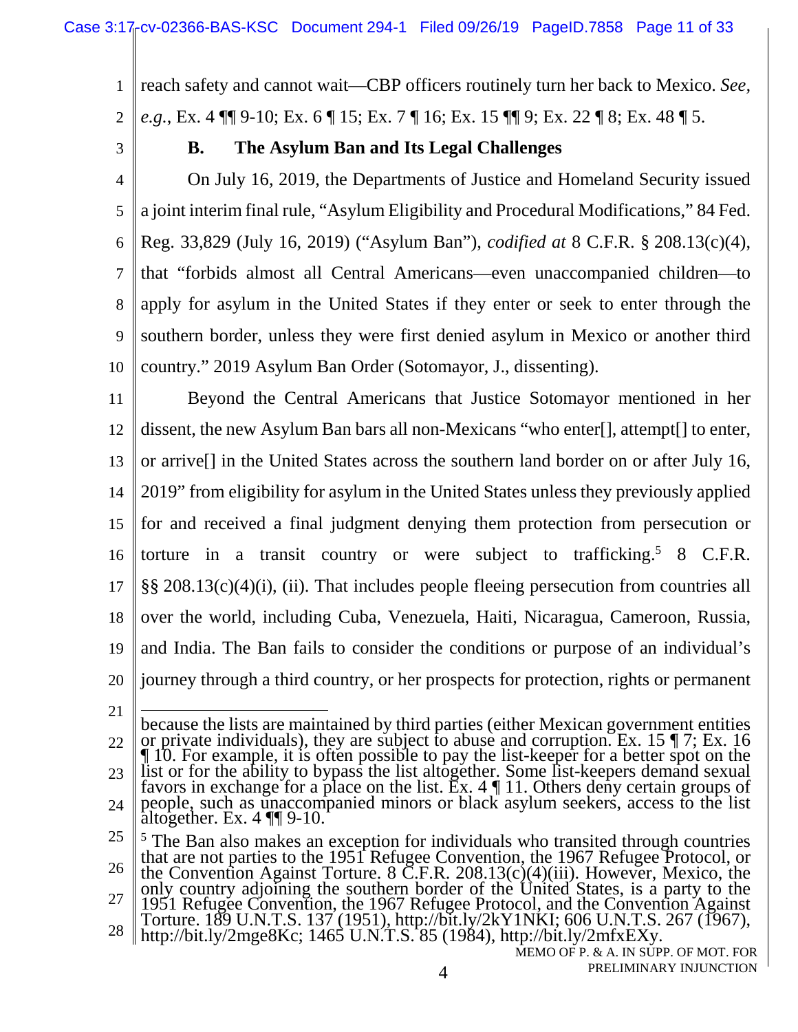reach safety and cannot wait—CBP officers routinely turn her back to Mexico. *See, e.g.*, Ex. 4 ¶¶ 9-10; Ex. 6 ¶ 15; Ex. 7 ¶ 16; Ex. 15 ¶¶ 9; Ex. 22 ¶ 8; Ex. 48 ¶ 5.

### B. The Asylum Ban and Its Legal Challenges

On July 16, 2019, the Departments of Justice and Homeland Security issued a joint interim final rule, "Asylum Eligibility and Procedural Modifications," 84 Fed. Reg. 33,829 (July 16, 2019) ("Asylum Ban"), *codified at* 8 C.F.R. § 208.13(c)(4), that "forbids almost all Central Americans—even unaccompanied children—to apply for asylum in the United States if they enter or seek to enter through the southern border, unless they were first denied asylum in Mexico or another third country." 2019 Asylum Ban Order (Sotomayor, J., dissenting).

Beyond the Central Americans that Justice Sotomayor mentioned in her dissent, the new Asylum Ban bars all non-Mexicans "who enter[], attempt[] to enter, or arrive[] in the United States across the southern land border on or after July 16, 2019" from eligibility for asylum in the United States unless they previously applied for and received a final judgment denying them protection from persecution or torture in a transit country or were subject to trafficking.[5] 8 C.F.R. §§ 208.13(c)(4)(i), (ii). That includes people fleeing persecution from countries all over the world, including Cuba, Venezuela, Haiti, Nicaragua, Cameroon, Russia, and India. The Ban fails to consider the conditions or purpose of an individual's journey through a third country, or her prospects for protection, rights or permanent

---

because the lists are maintained by third parties (either Mexican government entities or private individuals), they are subject to abuse and corruption. Ex. 15 ¶ 7; Ex. 16 ¶ 10. For example, it is often possible to pay the list-keeper for a better spot on the list or for the ability to bypass the list altogether. Some list-keepers demand sexual favors in exchange for a place on the list. Ex. 4 ¶ 11. Others deny certain groups of people, such as unaccompanied minors or black asylum seekers, access to the list altogether. Ex. 4 ¶¶ 9-10.

[5] The Ban also makes an exception for individuals who transited through countries that are not parties to the 1951 Refugee Convention, the 1967 Refugee Protocol, or the Convention Against Torture. 8 C.F.R. 208.13(c)(4)(iii). However, Mexico, the only country adjoining the southern border of the United States, is a party to the 1951 Refugee Convention, the 1967 Refugee Protocol, and the Convention Against Torture. 189 U.N.T.S. 137 (1951), http://bit.ly/2kY1NKI; 606 U.N.T.S. 267 (1967), http://bit.ly/2mge8Kc; 1465 U.N.T.S. 85 (1984), http://bit.ly/2mfxEXy.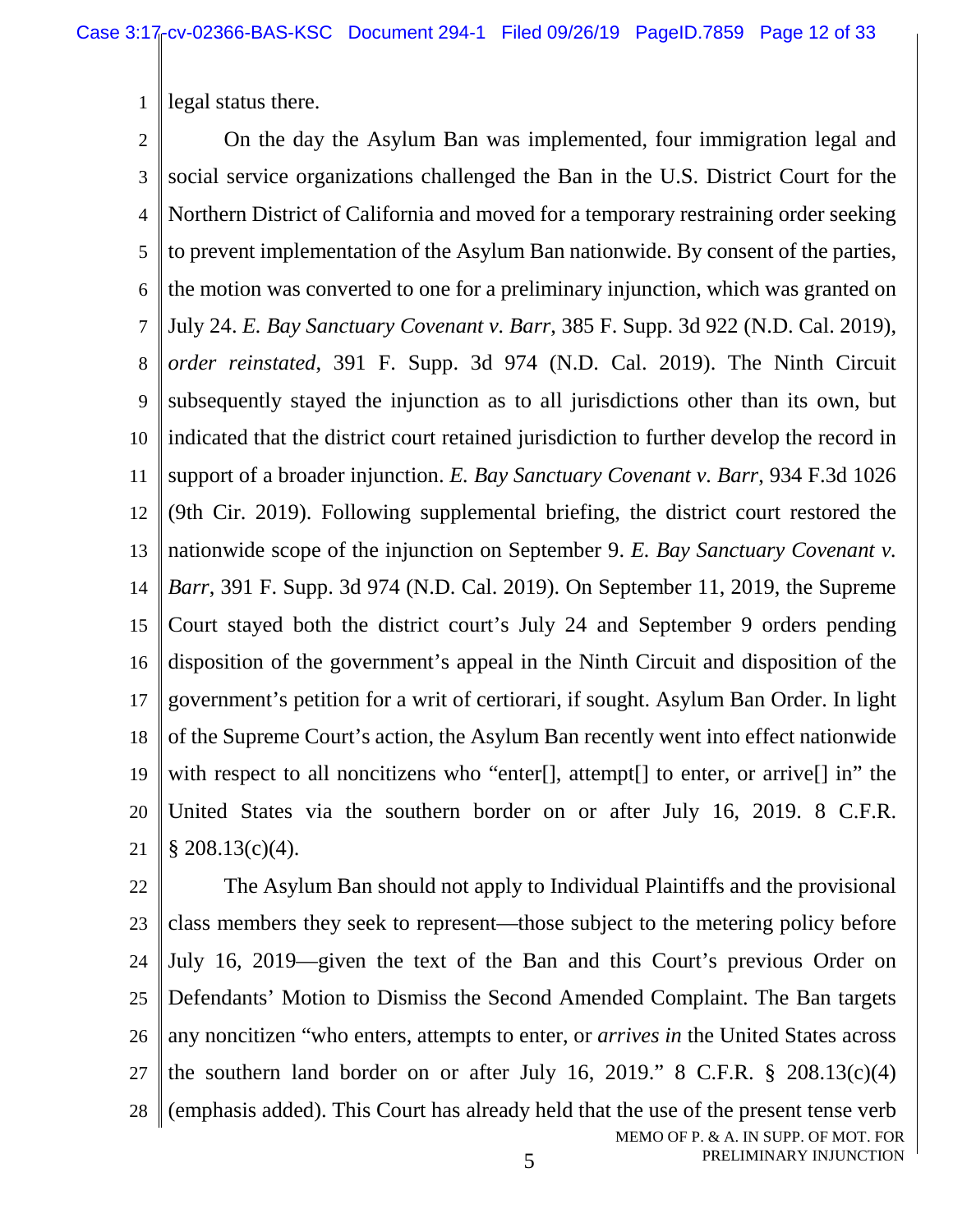legal status there.

On the day the Asylum Ban was implemented, four immigration legal and social service organizations challenged the Ban in the U.S. District Court for the Northern District of California and moved for a temporary restraining order seeking to prevent implementation of the Asylum Ban nationwide. By consent of the parties, the motion was converted to one for a preliminary injunction, which was granted on July 24. *E. Bay Sanctuary Covenant v. Barr*, 385 F. Supp. 3d 922 (N.D. Cal. 2019), *order reinstated*, 391 F. Supp. 3d 974 (N.D. Cal. 2019). The Ninth Circuit subsequently stayed the injunction as to all jurisdictions other than its own, but indicated that the district court retained jurisdiction to further develop the record in support of a broader injunction. *E. Bay Sanctuary Covenant v. Barr*, 934 F.3d 1026 (9th Cir. 2019). Following supplemental briefing, the district court restored the nationwide scope of the injunction on September 9. *E. Bay Sanctuary Covenant v. Barr*, 391 F. Supp. 3d 974 (N.D. Cal. 2019). On September 11, 2019, the Supreme Court stayed both the district court's July 24 and September 9 orders pending disposition of the government's appeal in the Ninth Circuit and disposition of the government's petition for a writ of certiorari, if sought. Asylum Ban Order. In light of the Supreme Court's action, the Asylum Ban recently went into effect nationwide with respect to all noncitizens who "enter[], attempt[] to enter, or arrive[] in" the United States via the southern border on or after July 16, 2019. 8 C.F.R. § 208.13(c)(4).

The Asylum Ban should not apply to Individual Plaintiffs and the provisional class members they seek to represent—those subject to the metering policy before July 16, 2019—given the text of the Ban and this Court's previous Order on Defendants' Motion to Dismiss the Second Amended Complaint. The Ban targets any noncitizen "who enters, attempts to enter, or *arrives in* the United States across the southern land border on or after July 16, 2019." 8 C.F.R. § 208.13(c)(4) (emphasis added). This Court has already held that the use of the present tense verb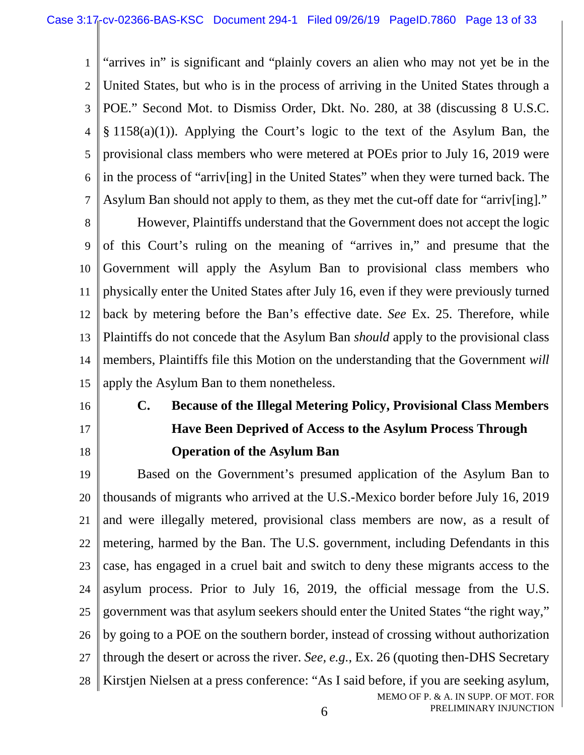"arrives in" is significant and "plainly covers an alien who may not yet be in the United States, but who is in the process of arriving in the United States through a POE." Second Mot. to Dismiss Order, Dkt. No. 280, at 38 (discussing 8 U.S.C. § 1158(a)(1)). Applying the Court's logic to the text of the Asylum Ban, the provisional class members who were metered at POEs prior to July 16, 2019 were in the process of "arriv[ing] in the United States" when they were turned back. The Asylum Ban should not apply to them, as they met the cut-off date for "arriv[ing]."

However, Plaintiffs understand that the Government does not accept the logic of this Court's ruling on the meaning of "arrives in," and presume that the Government will apply the Asylum Ban to provisional class members who physically enter the United States after July 16, even if they were previously turned back by metering before the Ban's effective date. *See* Ex. 25. Therefore, while Plaintiffs do not concede that the Asylum Ban *should* apply to the provisional class members, Plaintiffs file this Motion on the understanding that the Government *will* apply the Asylum Ban to them nonetheless.

### C. Because of the Illegal Metering Policy, Provisional Class Members Have Been Deprived of Access to the Asylum Process Through Operation of the Asylum Ban

Based on the Government's presumed application of the Asylum Ban to thousands of migrants who arrived at the U.S.-Mexico border before July 16, 2019 and were illegally metered, provisional class members are now, as a result of metering, harmed by the Ban. The U.S. government, including Defendants in this case, has engaged in a cruel bait and switch to deny these migrants access to the asylum process. Prior to July 16, 2019, the official message from the U.S. government was that asylum seekers should enter the United States "the right way," by going to a POE on the southern border, instead of crossing without authorization through the desert or across the river. *See, e.g.*, Ex. 26 (quoting then-DHS Secretary Kirstjen Nielsen at a press conference: "As I said before, if you are seeking asylum,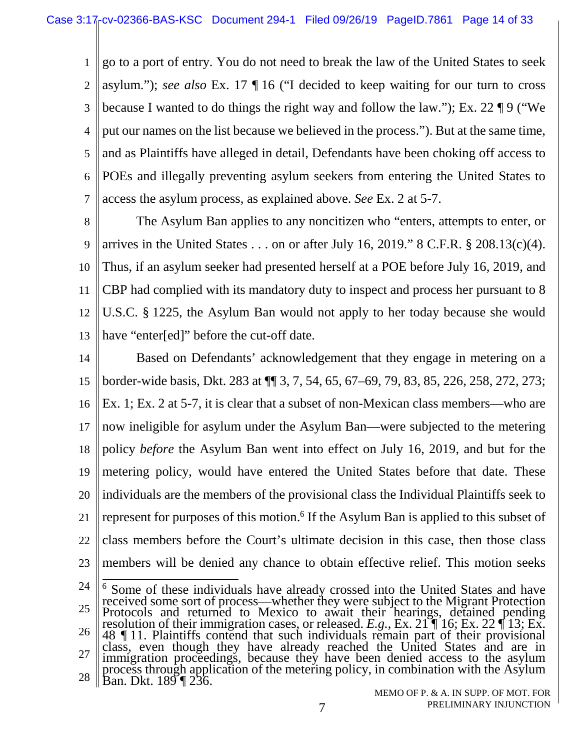go to a port of entry. You do not need to break the law of the United States to seek asylum."); *see also* Ex. 17 ¶ 16 ("I decided to keep waiting for our turn to cross because I wanted to do things the right way and follow the law."); Ex. 22 ¶ 9 ("We put our names on the list because we believed in the process."). But at the same time, and as Plaintiffs have alleged in detail, Defendants have been choking off access to POEs and illegally preventing asylum seekers from entering the United States to access the asylum process, as explained above. *See* Ex. 2 at 5-7.

The Asylum Ban applies to any noncitizen who "enters, attempts to enter, or arrives in the United States . . . on or after July 16, 2019." 8 C.F.R. § 208.13(c)(4). Thus, if an asylum seeker had presented herself at a POE before July 16, 2019, and CBP had complied with its mandatory duty to inspect and process her pursuant to 8 U.S.C. § 1225, the Asylum Ban would not apply to her today because she would have "enter[ed]" before the cut-off date.

Based on Defendants' acknowledgement that they engage in metering on a border-wide basis, Dkt. 283 at ¶¶ 3, 7, 54, 65, 67–69, 79, 83, 85, 226, 258, 272, 273; Ex. 1; Ex. 2 at 5-7, it is clear that a subset of non-Mexican class members—who are now ineligible for asylum under the Asylum Ban—were subjected to the metering policy *before* the Asylum Ban went into effect on July 16, 2019, and but for the metering policy, would have entered the United States before that date. These individuals are the members of the provisional class the Individual Plaintiffs seek to represent for purposes of this motion.[6] If the Asylum Ban is applied to this subset of class members before the Court's ultimate decision in this case, then those class members will be denied any chance to obtain effective relief. This motion seeks

---

[6] Some of these individuals have already crossed into the United States and have received some sort of process—whether they were subject to the Migrant Protection Protocols and returned to Mexico to await their hearings, detained pending resolution of their immigration cases, or released. *E.g.*, Ex. 21 ¶ 16; Ex. 22 ¶ 13; Ex. 48 ¶ 11. Plaintiffs contend that such individuals remain part of their provisional class, even though they have already reached the United States and are in immigration proceedings, because they have been denied access to the asylum process through application of the metering policy, in combination with the Asylum Ban. Dkt. 189 ¶ 236.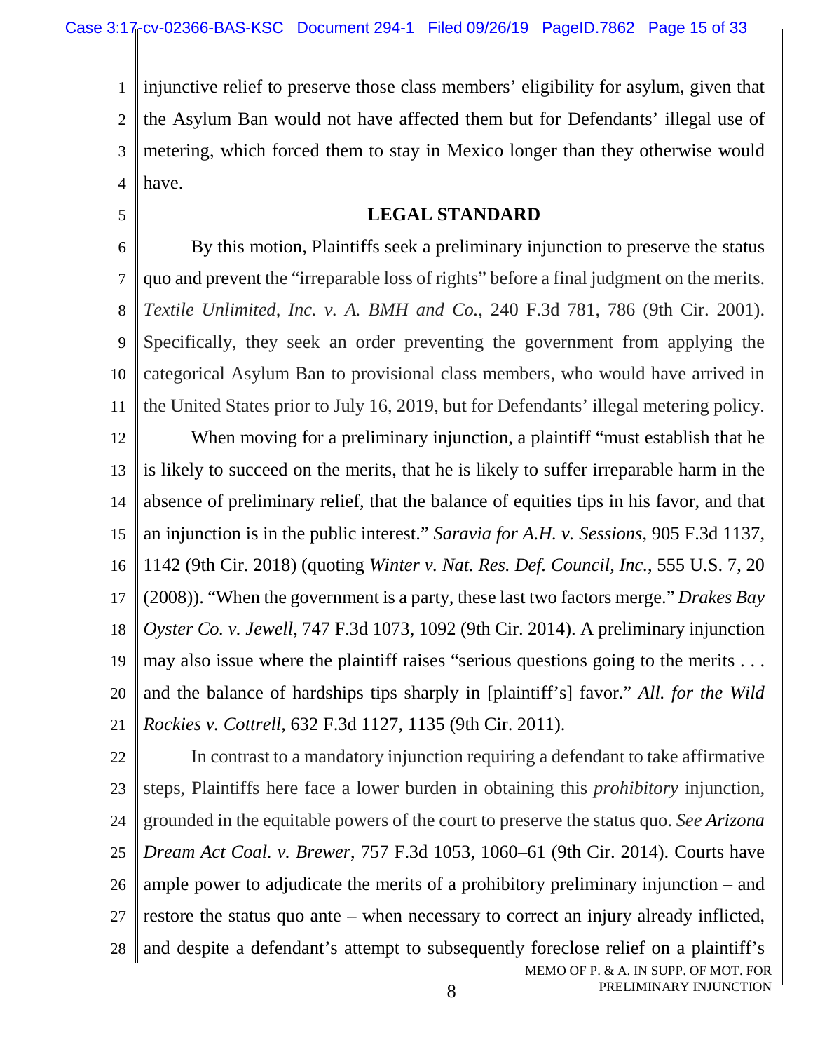injunctive relief to preserve those class members' eligibility for asylum, given that the Asylum Ban would not have affected them but for Defendants' illegal use of metering, which forced them to stay in Mexico longer than they otherwise would have.

## LEGAL STANDARD

By this motion, Plaintiffs seek a preliminary injunction to preserve the status quo and prevent the "irreparable loss of rights" before a final judgment on the merits. *Textile Unlimited, Inc. v. A. BMH and Co.*, 240 F.3d 781, 786 (9th Cir. 2001). Specifically, they seek an order preventing the government from applying the categorical Asylum Ban to provisional class members, who would have arrived in the United States prior to July 16, 2019, but for Defendants' illegal metering policy.

When moving for a preliminary injunction, a plaintiff "must establish that he is likely to succeed on the merits, that he is likely to suffer irreparable harm in the absence of preliminary relief, that the balance of equities tips in his favor, and that an injunction is in the public interest." *Saravia for A.H. v. Sessions*, 905 F.3d 1137, 1142 (9th Cir. 2018) (quoting *Winter v. Nat. Res. Def. Council, Inc.*, 555 U.S. 7, 20 (2008)). "When the government is a party, these last two factors merge." *Drakes Bay Oyster Co. v. Jewell*, 747 F.3d 1073, 1092 (9th Cir. 2014). A preliminary injunction may also issue where the plaintiff raises "serious questions going to the merits . . . and the balance of hardships tips sharply in [plaintiff's] favor." *All. for the Wild Rockies v. Cottrell*, 632 F.3d 1127, 1135 (9th Cir. 2011).

In contrast to a mandatory injunction requiring a defendant to take affirmative steps, Plaintiffs here face a lower burden in obtaining this *prohibitory* injunction, grounded in the equitable powers of the court to preserve the status quo. *See Arizona Dream Act Coal. v. Brewer*, 757 F.3d 1053, 1060–61 (9th Cir. 2014). Courts have ample power to adjudicate the merits of a prohibitory preliminary injunction – and restore the status quo ante – when necessary to correct an injury already inflicted, and despite a defendant's attempt to subsequently foreclose relief on a plaintiff's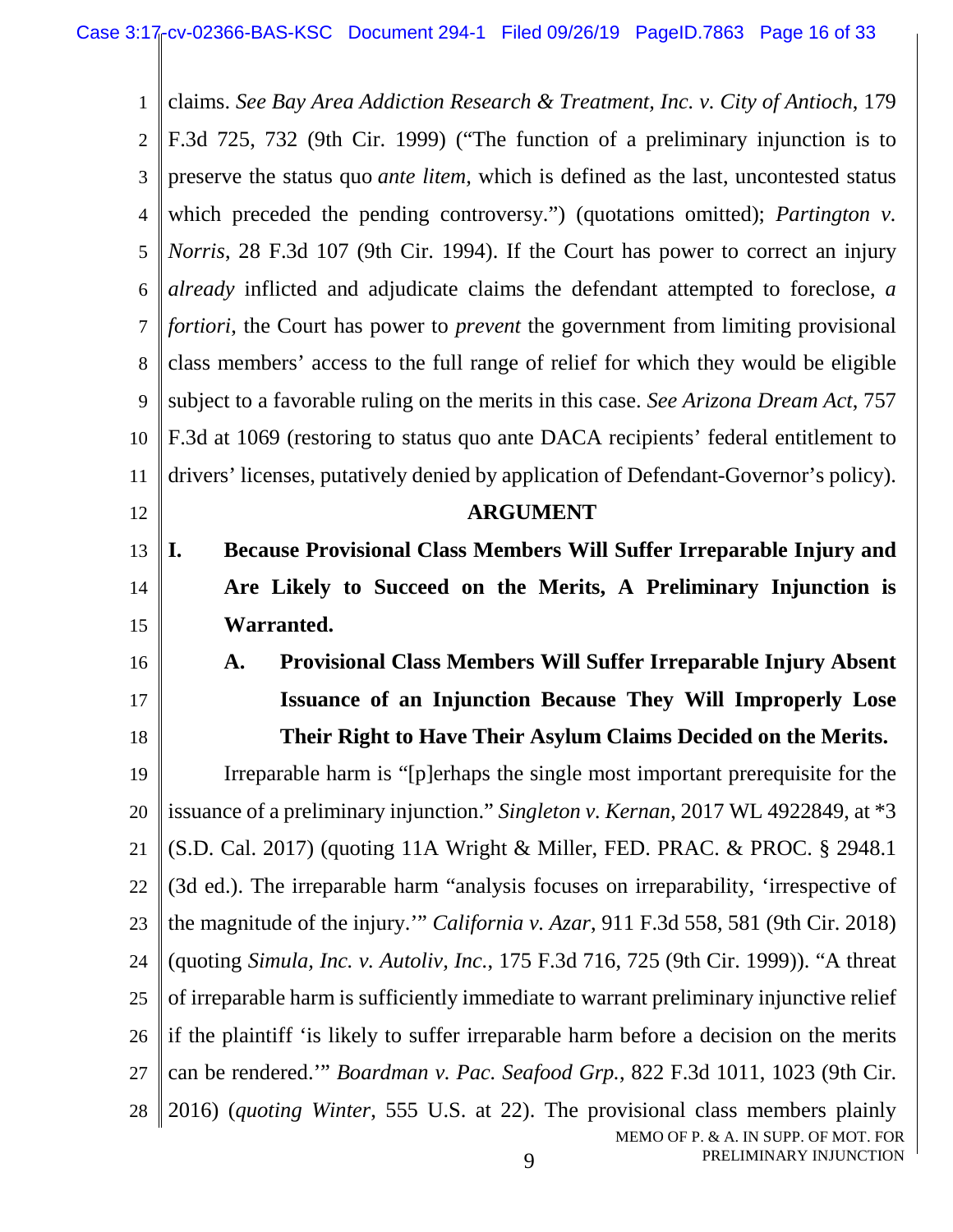claims. *See Bay Area Addiction Research & Treatment, Inc. v. City of Antioch*, 179 F.3d 725, 732 (9th Cir. 1999) ("The function of a preliminary injunction is to preserve the status quo *ante litem*, which is defined as the last, uncontested status which preceded the pending controversy.") (quotations omitted); *Partington v. Norris*, 28 F.3d 107 (9th Cir. 1994). If the Court has power to correct an injury *already* inflicted and adjudicate claims the defendant attempted to foreclose, *a fortiori*, the Court has power to *prevent* the government from limiting provisional class members' access to the full range of relief for which they would be eligible subject to a favorable ruling on the merits in this case. *See Arizona Dream Act*, 757 F.3d at 1069 (restoring to status quo ante DACA recipients' federal entitlement to drivers' licenses, putatively denied by application of Defendant-Governor's policy).

## ARGUMENT

### I. Because Provisional Class Members Will Suffer Irreparable Injury and Are Likely to Succeed on the Merits, A Preliminary Injunction is Warranted.

#### A. Provisional Class Members Will Suffer Irreparable Injury Absent Issuance of an Injunction Because They Will Improperly Lose Their Right to Have Their Asylum Claims Decided on the Merits.

Irreparable harm is "[p]erhaps the single most important prerequisite for the issuance of a preliminary injunction." *Singleton v. Kernan*, 2017 WL 4922849, at *3 (S.D. Cal. 2017) (quoting 11A Wright & Miller, FED. PRAC. & PROC. § 2948.1 (3d ed.). The irreparable harm "analysis focuses on irreparability, 'irrespective of the magnitude of the injury.'" *California v. Azar*, 911 F.3d 558, 581 (9th Cir. 2018) (quoting *Simula, Inc. v. Autoliv, Inc.*, 175 F.3d 716, 725 (9th Cir. 1999)). "A threat of irreparable harm is sufficiently immediate to warrant preliminary injunctive relief if the plaintiff 'is likely to suffer irreparable harm before a decision on the merits can be rendered.'" *Boardman v. Pac. Seafood Grp.*, 822 F.3d 1011, 1023 (9th Cir. 2016) (*quoting Winter*, 555 U.S. at 22). The provisional class members plainly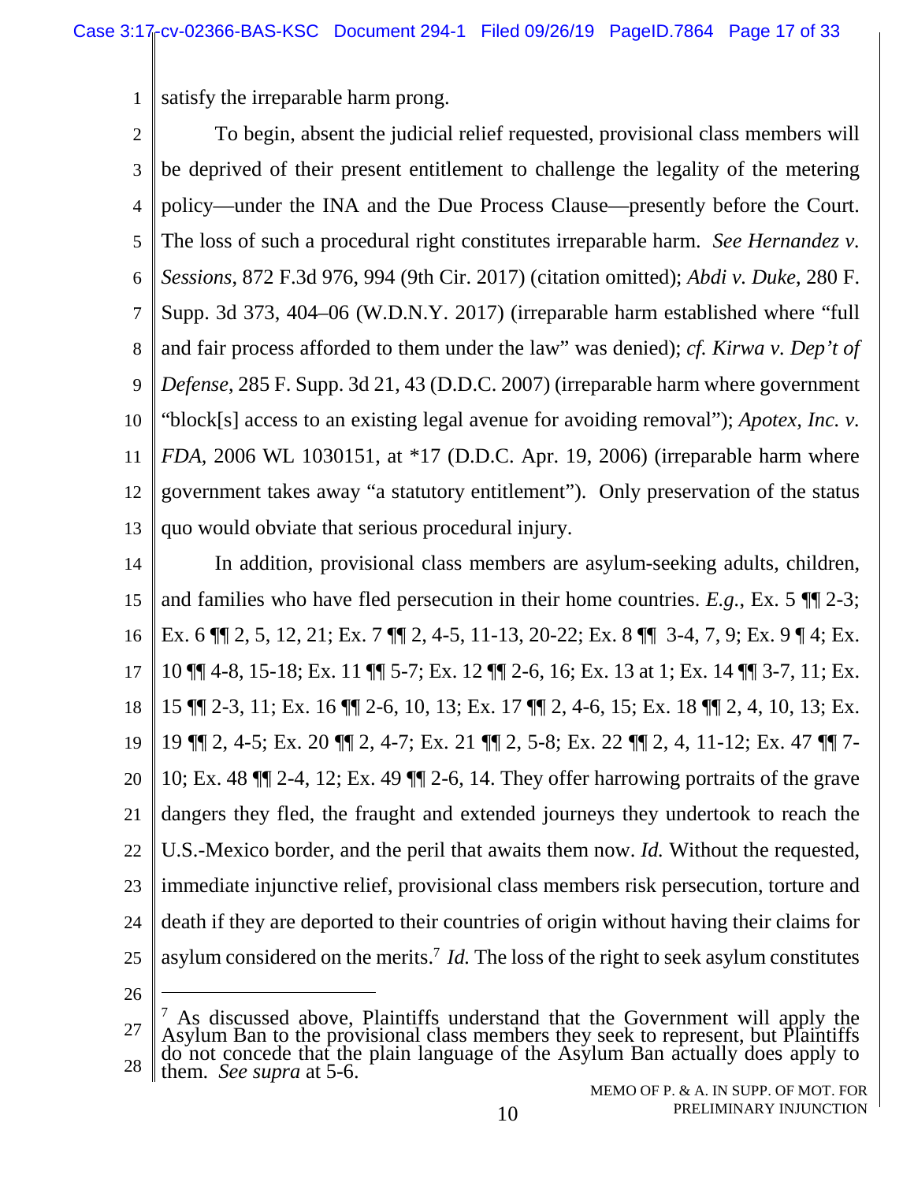satisfy the irreparable harm prong.

To begin, absent the judicial relief requested, provisional class members will be deprived of their present entitlement to challenge the legality of the metering policy—under the INA and the Due Process Clause—presently before the Court. The loss of such a procedural right constitutes irreparable harm. *See Hernandez v. Sessions*, 872 F.3d 976, 994 (9th Cir. 2017) (citation omitted); *Abdi v. Duke*, 280 F. Supp. 3d 373, 404–06 (W.D.N.Y. 2017) (irreparable harm established where "full and fair process afforded to them under the law" was denied); *cf. Kirwa v. Dep't of Defense*, 285 F. Supp. 3d 21, 43 (D.D.C. 2007) (irreparable harm where government "block[s] access to an existing legal avenue for avoiding removal"); *Apotex, Inc. v. FDA*, 2006 WL 1030151, at *17 (D.D.C. Apr. 19, 2006) (irreparable harm where government takes away "a statutory entitlement"). Only preservation of the status quo would obviate that serious procedural injury.

In addition, provisional class members are asylum-seeking adults, children, and families who have fled persecution in their home countries. *E.g.*, Ex. 5 ¶¶ 2-3; Ex. 6 ¶¶ 2, 5, 12, 21; Ex. 7 ¶¶ 2, 4-5, 11-13, 20-22; Ex. 8 ¶¶ 3-4, 7, 9; Ex. 9 ¶ 4; Ex. 10 ¶¶ 4-8, 15-18; Ex. 11 ¶¶ 5-7; Ex. 12 ¶¶ 2-6, 16; Ex. 13 at 1; Ex. 14 ¶¶ 3-7, 11; Ex. 15 ¶¶ 2-3, 11; Ex. 16 ¶¶ 2-6, 10, 13; Ex. 17 ¶¶ 2, 4-6, 15; Ex. 18 ¶¶ 2, 4, 10, 13; Ex. 19 ¶¶ 2, 4-5; Ex. 20 ¶¶ 2, 4-7; Ex. 21 ¶¶ 2, 5-8; Ex. 22 ¶¶ 2, 4, 11-12; Ex. 47 ¶¶ 7-10; Ex. 48 ¶¶ 2-4, 12; Ex. 49 ¶¶ 2-6, 14. They offer harrowing portraits of the grave dangers they fled, the fraught and extended journeys they undertook to reach the U.S.-Mexico border, and the peril that awaits them now. *Id.* Without the requested, immediate injunctive relief, provisional class members risk persecution, torture and death if they are deported to their countries of origin without having their claims for asylum considered on the merits.[7] *Id.* The loss of the right to seek asylum constitutes

---

[7] As discussed above, Plaintiffs understand that the Government will apply the Asylum Ban to the provisional class members they seek to represent, but Plaintiffs do not concede that the plain language of the Asylum Ban actually does apply to them. *See supra* at 5-6.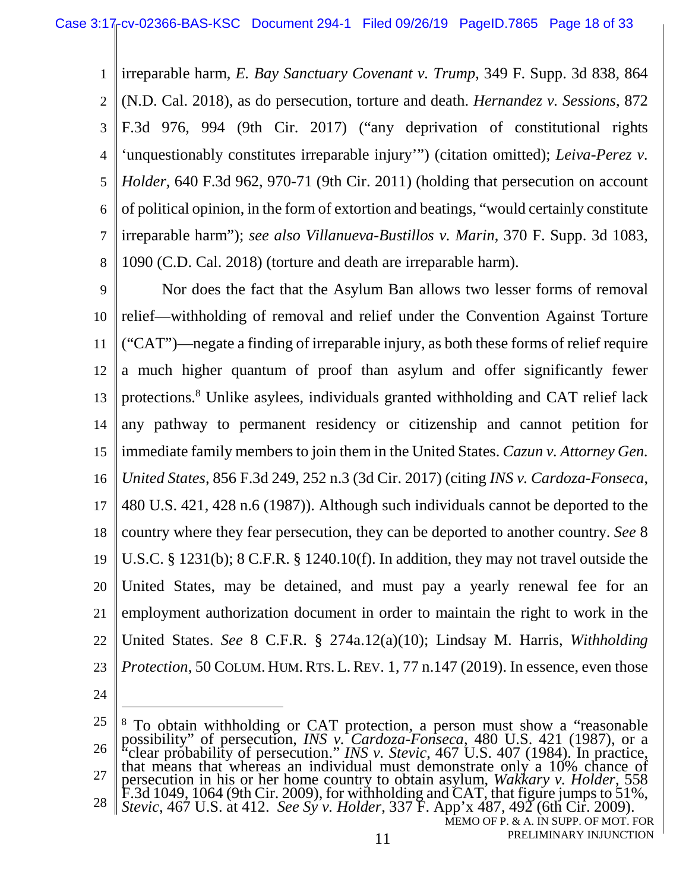irreparable harm, *E. Bay Sanctuary Covenant v. Trump*, 349 F. Supp. 3d 838, 864 (N.D. Cal. 2018), as do persecution, torture and death. *Hernandez v. Sessions*, 872 F.3d 976, 994 (9th Cir. 2017) ("any deprivation of constitutional rights 'unquestionably constitutes irreparable injury'") (citation omitted); *Leiva-Perez v. Holder*, 640 F.3d 962, 970-71 (9th Cir. 2011) (holding that persecution on account of political opinion, in the form of extortion and beatings, "would certainly constitute irreparable harm"); *see also Villanueva-Bustillos v. Marin*, 370 F. Supp. 3d 1083, 1090 (C.D. Cal. 2018) (torture and death are irreparable harm).

Nor does the fact that the Asylum Ban allows two lesser forms of removal relief—withholding of removal and relief under the Convention Against Torture ("CAT")—negate a finding of irreparable injury, as both these forms of relief require a much higher quantum of proof than asylum and offer significantly fewer protections.[8] Unlike asylees, individuals granted withholding and CAT relief lack any pathway to permanent residency or citizenship and cannot petition for immediate family members to join them in the United States. *Cazun v. Attorney Gen. United States*, 856 F.3d 249, 252 n.3 (3d Cir. 2017) (citing *INS v. Cardoza-Fonseca*, 480 U.S. 421, 428 n.6 (1987)). Although such individuals cannot be deported to the country where they fear persecution, they can be deported to another country. *See* 8 U.S.C. § 1231(b); 8 C.F.R. § 1240.10(f). In addition, they may not travel outside the United States, may be detained, and must pay a yearly renewal fee for an employment authorization document in order to maintain the right to work in the United States. *See* 8 C.F.R. § 274a.12(a)(10); Lindsay M. Harris, *Withholding Protection*, 50 COLUM. HUM. RTS. L. REV. 1, 77 n.147 (2019). In essence, even those

---

[8] To obtain withholding or CAT protection, a person must show a "reasonable possibility" of persecution, *INS v. Cardoza-Fonseca*, 480 U.S. 421 (1987), or a "clear probability of persecution." *INS v. Stevic*, 467 U.S. 407 (1984). In practice, that means that whereas an individual must demonstrate only a 10% chance of persecution in his or her home country to obtain asylum, *Wakkary v. Holder*, 558 F.3d 1049, 1064 (9th Cir. 2009), for withholding and CAT, that figure jumps to 51%, *Stevic*, 467 U.S. at 412. *See Sy v. Holder*, 337 F. App'x 487, 492 (6th Cir. 2009).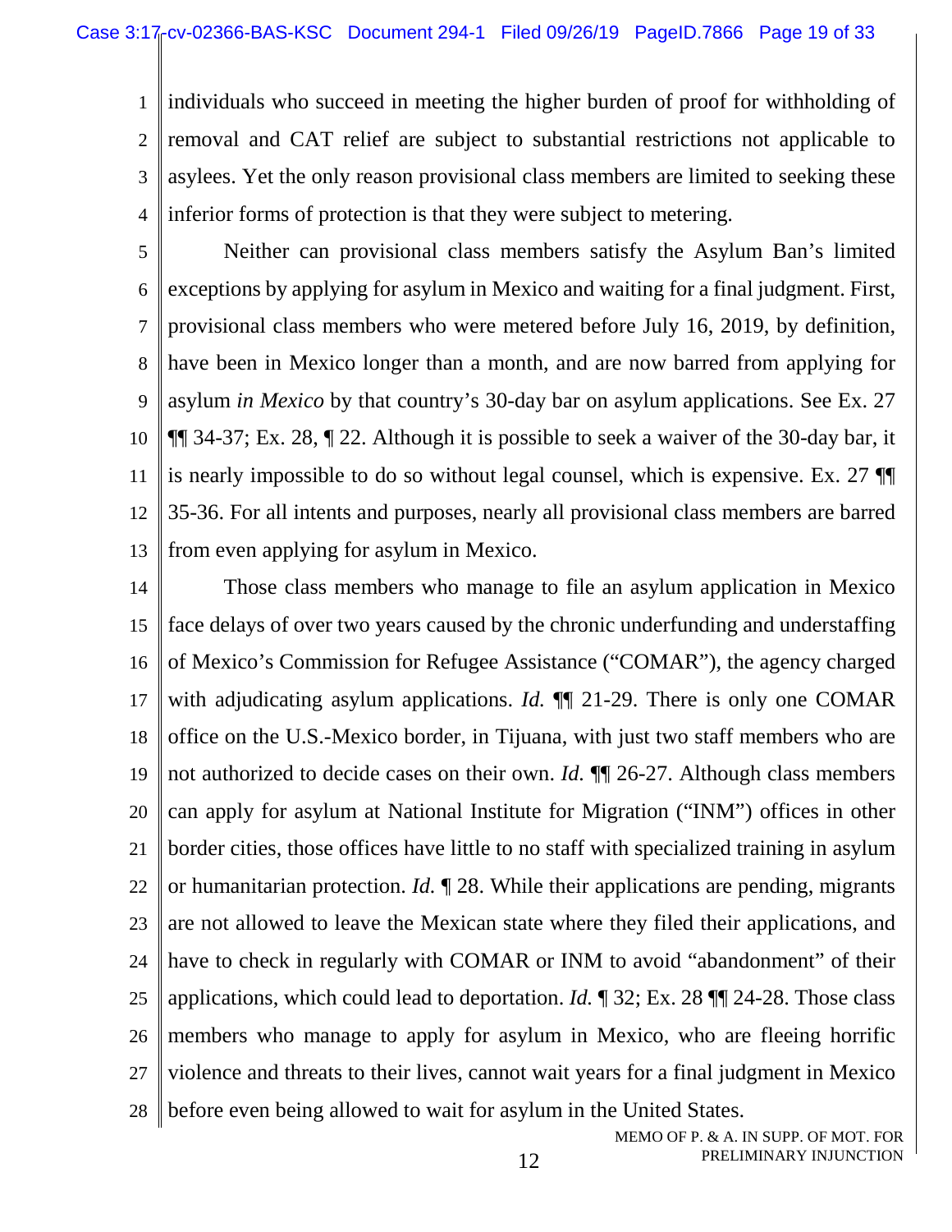individuals who succeed in meeting the higher burden of proof for withholding of removal and CAT relief are subject to substantial restrictions not applicable to asylees. Yet the only reason provisional class members are limited to seeking these inferior forms of protection is that they were subject to metering.

Neither can provisional class members satisfy the Asylum Ban's limited exceptions by applying for asylum in Mexico and waiting for a final judgment. First, provisional class members who were metered before July 16, 2019, by definition, have been in Mexico longer than a month, and are now barred from applying for asylum *in Mexico* by that country's 30-day bar on asylum applications. See Ex. 27 ¶¶ 34-37; Ex. 28, ¶ 22. Although it is possible to seek a waiver of the 30-day bar, it is nearly impossible to do so without legal counsel, which is expensive. Ex. 27 ¶¶ 35-36. For all intents and purposes, nearly all provisional class members are barred from even applying for asylum in Mexico.

Those class members who manage to file an asylum application in Mexico face delays of over two years caused by the chronic underfunding and understaffing of Mexico's Commission for Refugee Assistance ("COMAR"), the agency charged with adjudicating asylum applications. *Id.* ¶¶ 21-29. There is only one COMAR office on the U.S.-Mexico border, in Tijuana, with just two staff members who are not authorized to decide cases on their own. *Id.* ¶¶ 26-27. Although class members can apply for asylum at National Institute for Migration ("INM") offices in other border cities, those offices have little to no staff with specialized training in asylum or humanitarian protection. *Id.* ¶ 28. While their applications are pending, migrants are not allowed to leave the Mexican state where they filed their applications, and have to check in regularly with COMAR or INM to avoid "abandonment" of their applications, which could lead to deportation. *Id.* ¶ 32; Ex. 28 ¶¶ 24-28. Those class members who manage to apply for asylum in Mexico, who are fleeing horrific violence and threats to their lives, cannot wait years for a final judgment in Mexico before even being allowed to wait for asylum in the United States.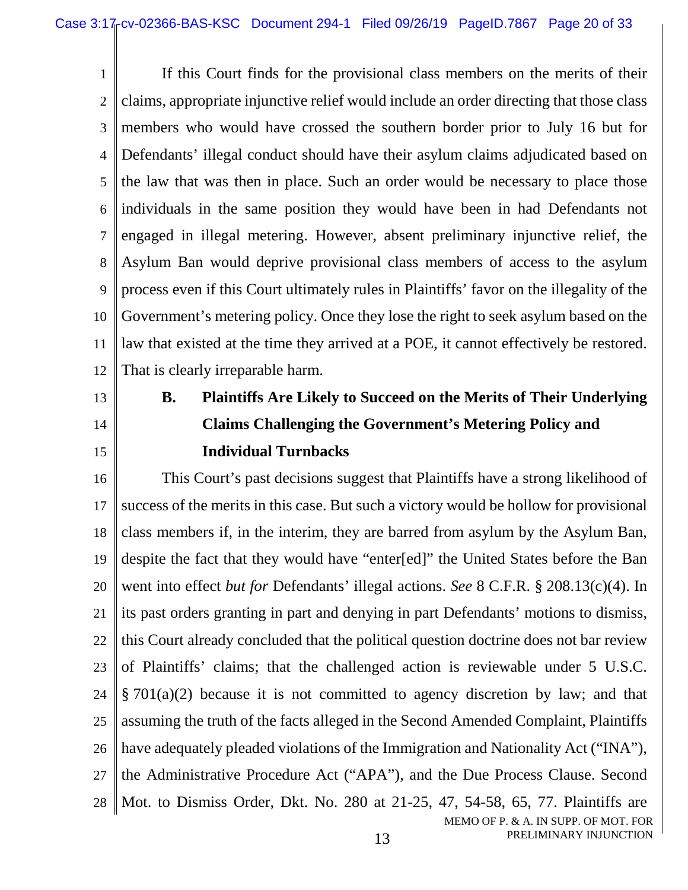If this Court finds for the provisional class members on the merits of their claims, appropriate injunctive relief would include an order directing that those class members who would have crossed the southern border prior to July 16 but for Defendants' illegal conduct should have their asylum claims adjudicated based on the law that was then in place. Such an order would be necessary to place those individuals in the same position they would have been in had Defendants not engaged in illegal metering. However, absent preliminary injunctive relief, the Asylum Ban would deprive provisional class members of access to the asylum process even if this Court ultimately rules in Plaintiffs' favor on the illegality of the Government's metering policy. Once they lose the right to seek asylum based on the law that existed at the time they arrived at a POE, it cannot effectively be restored. That is clearly irreparable harm.

### B. Plaintiffs Are Likely to Succeed on the Merits of Their Underlying Claims Challenging the Government's Metering Policy and Individual Turnbacks

This Court's past decisions suggest that Plaintiffs have a strong likelihood of success of the merits in this case. But such a victory would be hollow for provisional class members if, in the interim, they are barred from asylum by the Asylum Ban, despite the fact that they would have "enter[ed]" the United States before the Ban went into effect *but for* Defendants' illegal actions. *See* 8 C.F.R. § 208.13(c)(4). In its past orders granting in part and denying in part Defendants' motions to dismiss, this Court already concluded that the political question doctrine does not bar review of Plaintiffs' claims; that the challenged action is reviewable under 5 U.S.C. § 701(a)(2) because it is not committed to agency discretion by law; and that assuming the truth of the facts alleged in the Second Amended Complaint, Plaintiffs have adequately pleaded violations of the Immigration and Nationality Act ("INA"), the Administrative Procedure Act ("APA"), and the Due Process Clause. Second Mot. to Dismiss Order, Dkt. No. 280 at 21-25, 47, 54-58, 65, 77. Plaintiffs are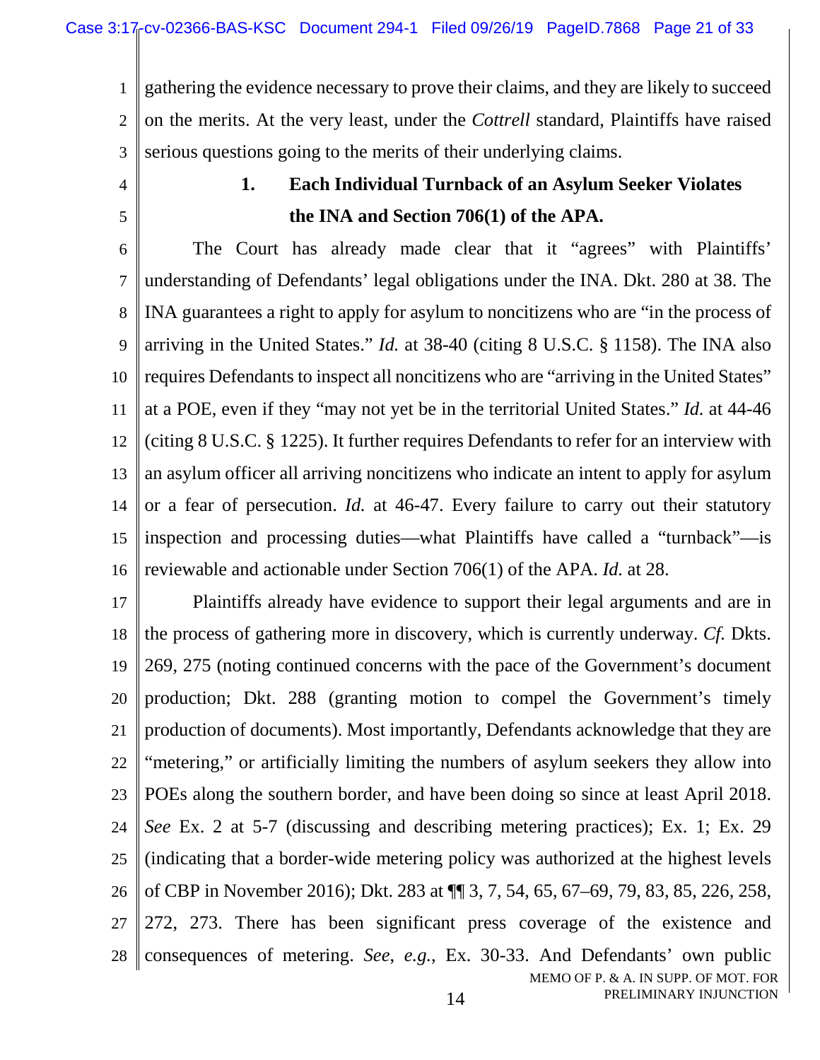gathering the evidence necessary to prove their claims, and they are likely to succeed on the merits. At the very least, under the *Cottrell* standard, Plaintiffs have raised serious questions going to the merits of their underlying claims.

### 1. Each Individual Turnback of an Asylum Seeker Violates the INA and Section 706(1) of the APA.

The Court has already made clear that it "agrees" with Plaintiffs' understanding of Defendants' legal obligations under the INA. Dkt. 280 at 38. The INA guarantees a right to apply for asylum to noncitizens who are "in the process of arriving in the United States." *Id.* at 38-40 (citing 8 U.S.C. § 1158). The INA also requires Defendants to inspect all noncitizens who are "arriving in the United States" at a POE, even if they "may not yet be in the territorial United States." *Id.* at 44-46 (citing 8 U.S.C. § 1225). It further requires Defendants to refer for an interview with an asylum officer all arriving noncitizens who indicate an intent to apply for asylum or a fear of persecution. *Id.* at 46-47. Every failure to carry out their statutory inspection and processing duties—what Plaintiffs have called a "turnback"—is reviewable and actionable under Section 706(1) of the APA. *Id.* at 28.

Plaintiffs already have evidence to support their legal arguments and are in the process of gathering more in discovery, which is currently underway. *Cf.* Dkts. 269, 275 (noting continued concerns with the pace of the Government's document production; Dkt. 288 (granting motion to compel the Government's timely production of documents). Most importantly, Defendants acknowledge that they are "metering," or artificially limiting the numbers of asylum seekers they allow into POEs along the southern border, and have been doing so since at least April 2018. *See* Ex. 2 at 5-7 (discussing and describing metering practices); Ex. 1; Ex. 29 (indicating that a border-wide metering policy was authorized at the highest levels of CBP in November 2016); Dkt. 283 at ¶¶ 3, 7, 54, 65, 67–69, 79, 83, 85, 226, 258, 272, 273. There has been significant press coverage of the existence and consequences of metering. *See*, *e.g.*, Ex. 30-33. And Defendants' own public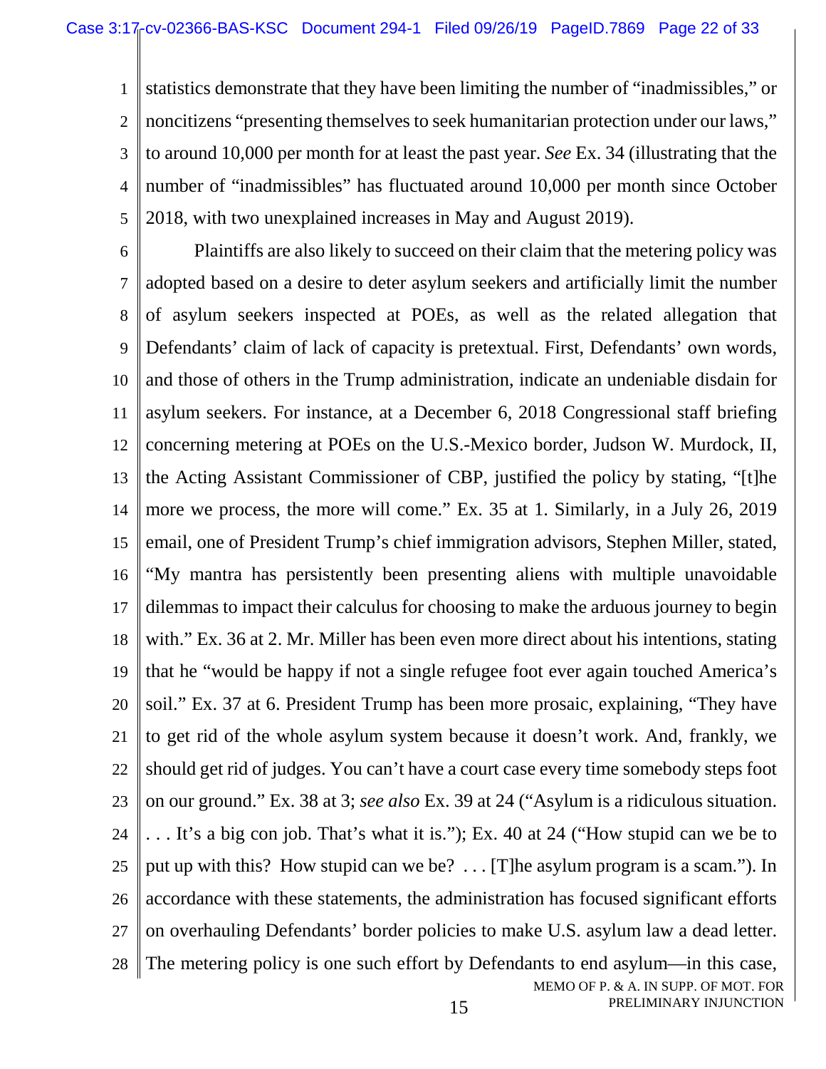statistics demonstrate that they have been limiting the number of "inadmissibles," or noncitizens "presenting themselves to seek humanitarian protection under our laws," to around 10,000 per month for at least the past year. *See* Ex. 34 (illustrating that the number of "inadmissibles" has fluctuated around 10,000 per month since October 2018, with two unexplained increases in May and August 2019).

Plaintiffs are also likely to succeed on their claim that the metering policy was adopted based on a desire to deter asylum seekers and artificially limit the number of asylum seekers inspected at POEs, as well as the related allegation that Defendants' claim of lack of capacity is pretextual. First, Defendants' own words, and those of others in the Trump administration, indicate an undeniable disdain for asylum seekers. For instance, at a December 6, 2018 Congressional staff briefing concerning metering at POEs on the U.S.-Mexico border, Judson W. Murdock, II, the Acting Assistant Commissioner of CBP, justified the policy by stating, "[t]he more we process, the more will come." Ex. 35 at 1. Similarly, in a July 26, 2019 email, one of President Trump's chief immigration advisors, Stephen Miller, stated, "My mantra has persistently been presenting aliens with multiple unavoidable dilemmas to impact their calculus for choosing to make the arduous journey to begin with." Ex. 36 at 2. Mr. Miller has been even more direct about his intentions, stating that he "would be happy if not a single refugee foot ever again touched America's soil." Ex. 37 at 6. President Trump has been more prosaic, explaining, "They have to get rid of the whole asylum system because it doesn't work. And, frankly, we should get rid of judges. You can't have a court case every time somebody steps foot on our ground." Ex. 38 at 3; *see also* Ex. 39 at 24 ("Asylum is a ridiculous situation. . . . It's a big con job. That's what it is."); Ex. 40 at 24 ("How stupid can we be to put up with this? How stupid can we be? . . . [T]he asylum program is a scam."). In accordance with these statements, the administration has focused significant efforts on overhauling Defendants' border policies to make U.S. asylum law a dead letter. The metering policy is one such effort by Defendants to end asylum—in this case,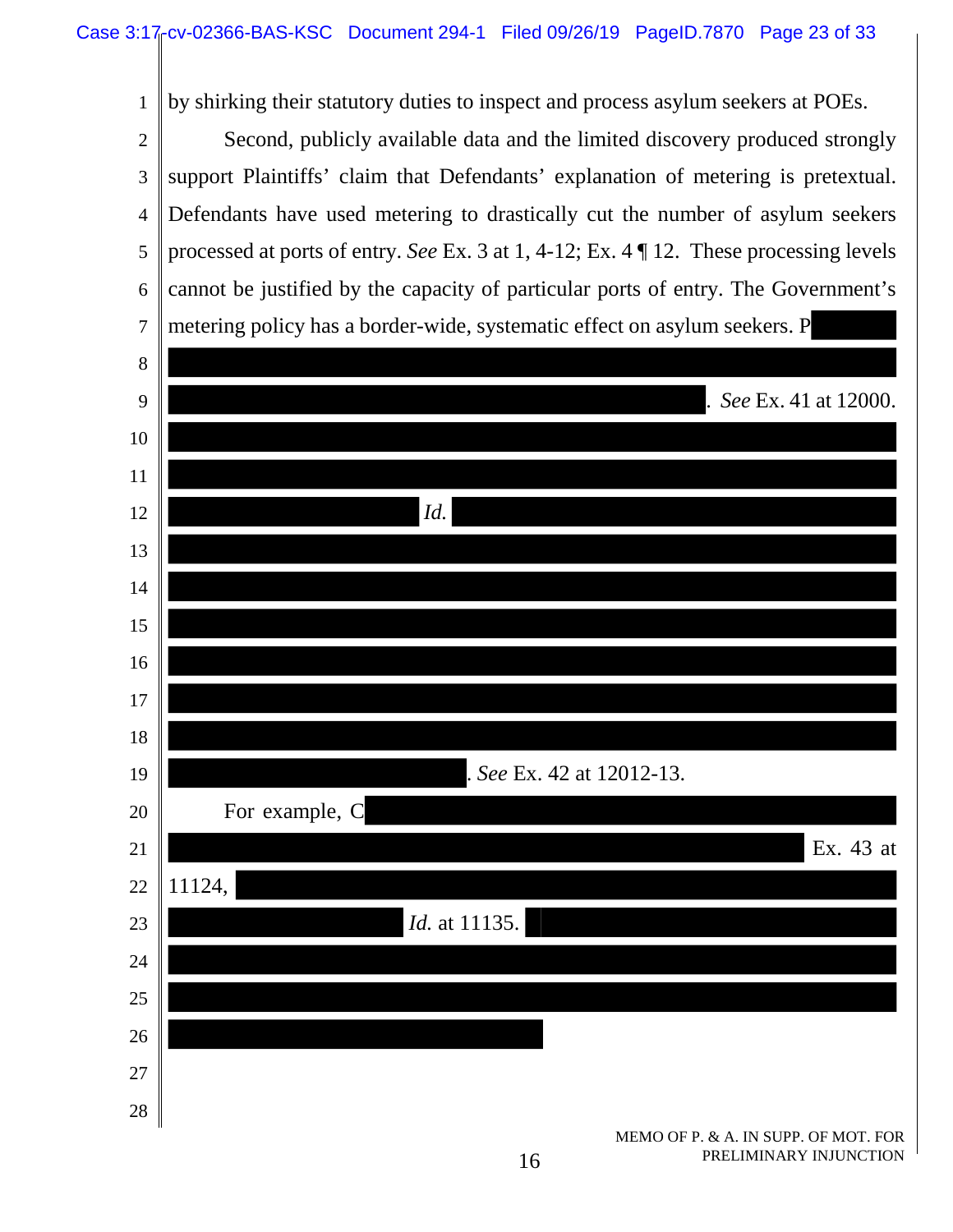by shirking their statutory duties to inspect and process asylum seekers at POEs.

Second, publicly available data and the limited discovery produced strongly support Plaintiffs' claim that Defendants' explanation of metering is pretextual. Defendants have used metering to drastically cut the number of asylum seekers processed at ports of entry. *See* Ex. 3 at 1, 4-12; Ex. 4 ¶ 12. These processing levels cannot be justified by the capacity of particular ports of entry. The Government's metering policy has a border-wide, systematic effect on asylum seekers. P

. *See* Ex. 41 at 12000.

*Id.*

. *See* Ex. 42 at 12012-13.

For example, C

Ex. 43 at 11124,

*Id.* at 11135.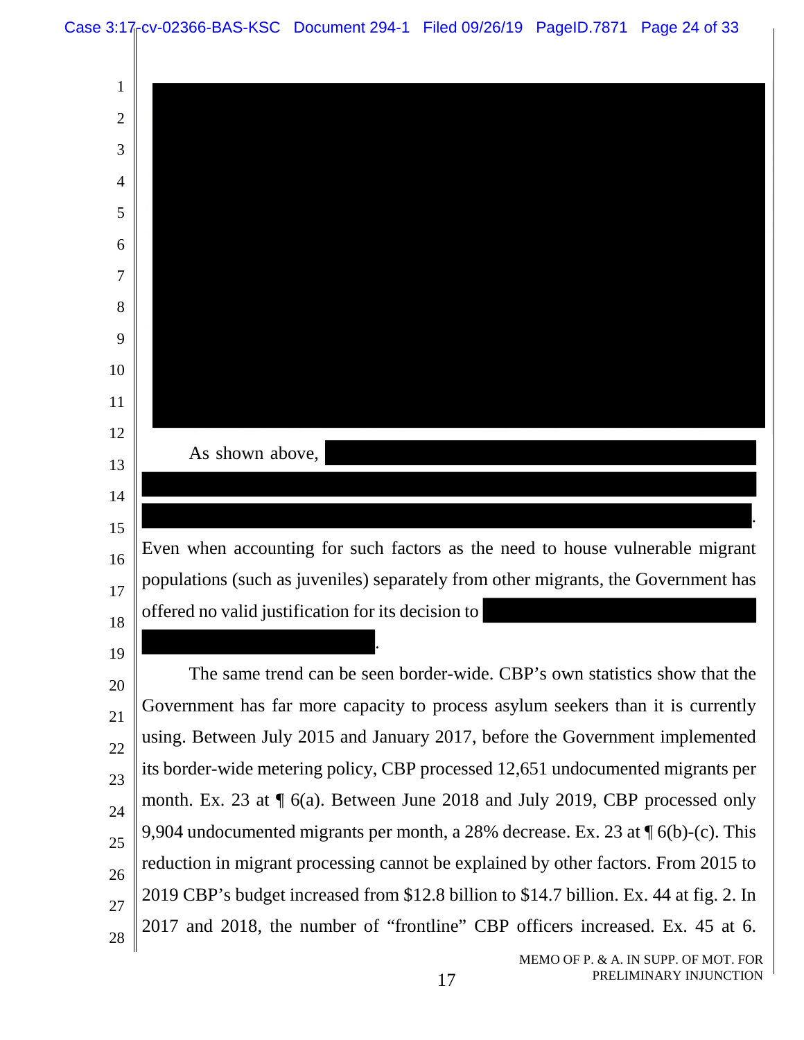As shown above, [REDACTED].

Even when accounting for such factors as the need to house vulnerable migrant populations (such as juveniles) separately from other migrants, the Government has offered no valid justification for its decision to [REDACTED].

The same trend can be seen border-wide. CBP's own statistics show that the Government has far more capacity to process asylum seekers than it is currently using. Between July 2015 and January 2017, before the Government implemented its border-wide metering policy, CBP processed 12,651 undocumented migrants per month. Ex. 23 at ¶ 6(a). Between June 2018 and July 2019, CBP processed only 9,904 undocumented migrants per month, a 28% decrease. Ex. 23 at ¶ 6(b)-(c). This reduction in migrant processing cannot be explained by other factors. From 2015 to 2019 CBP's budget increased from $12.8 billion to $14.7 billion. Ex. 44 at fig. 2. In 2017 and 2018, the number of "frontline" CBP officers increased. Ex. 45 at 6.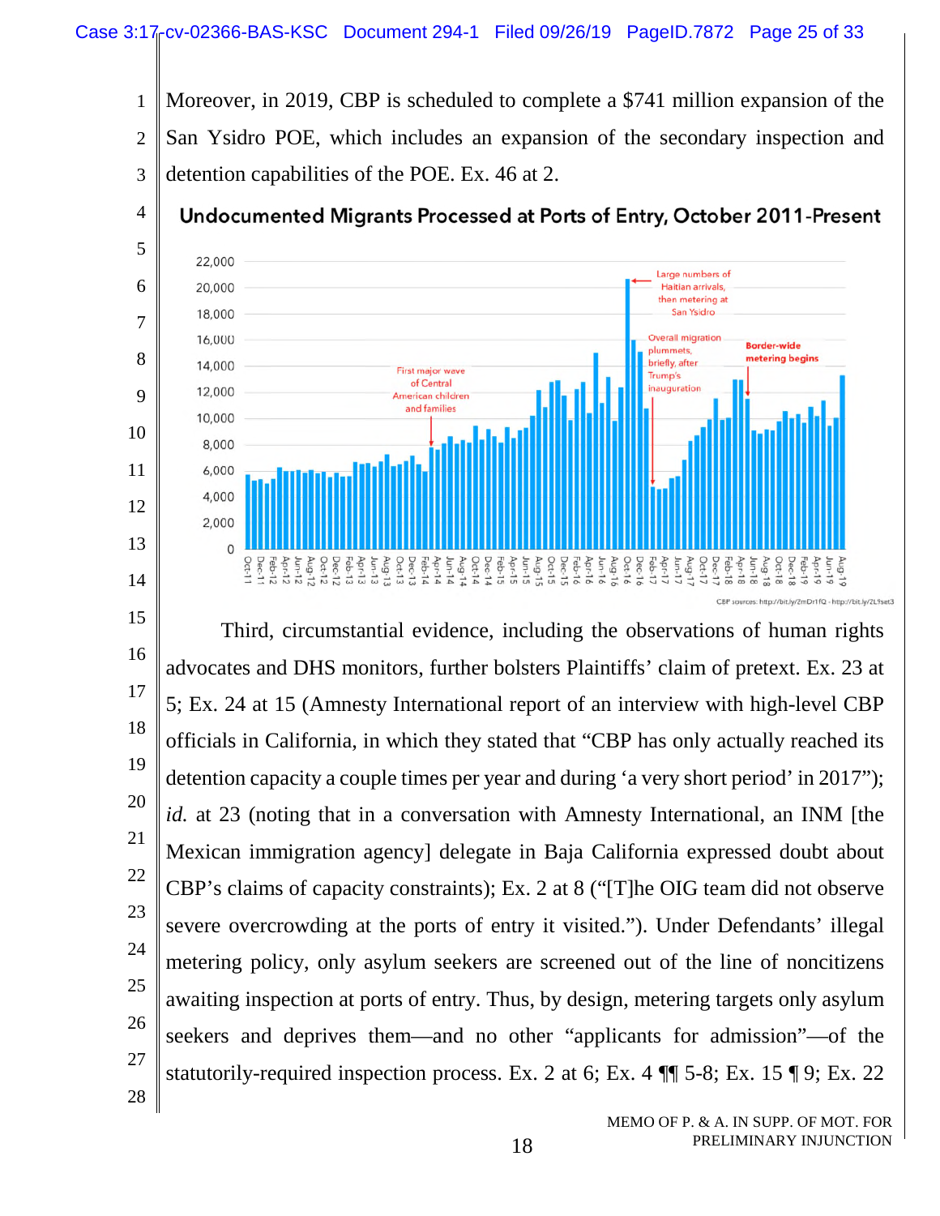Moreover, in 2019, CBP is scheduled to complete a $741 million expansion of the San Ysidro POE, which includes an expansion of the secondary inspection and detention capabilities of the POE. Ex. 46 at 2.

**Undocumented Migrants Processed at Ports of Entry, October 2011-Present**

CBP sources: http://bit.ly/2mDr1fQ - http://bit.ly/2L9set3

Third, circumstantial evidence, including the observations of human rights advocates and DHS monitors, further bolsters Plaintiffs' claim of pretext. Ex. 23 at 5; Ex. 24 at 15 (Amnesty International report of an interview with high-level CBP officials in California, in which they stated that "CBP has only actually reached its detention capacity a couple times per year and during 'a very short period' in 2017"); *id.* at 23 (noting that in a conversation with Amnesty International, an INM [the Mexican immigration agency] delegate in Baja California expressed doubt about CBP's claims of capacity constraints); Ex. 2 at 8 ("[T]he OIG team did not observe severe overcrowding at the ports of entry it visited."). Under Defendants' illegal metering policy, only asylum seekers are screened out of the line of noncitizens awaiting inspection at ports of entry. Thus, by design, metering targets only asylum seekers and deprives them—and no other "applicants for admission"—of the statutorily-required inspection process. Ex. 2 at 6; Ex. 4 ¶¶ 5-8; Ex. 15 ¶ 9; Ex. 22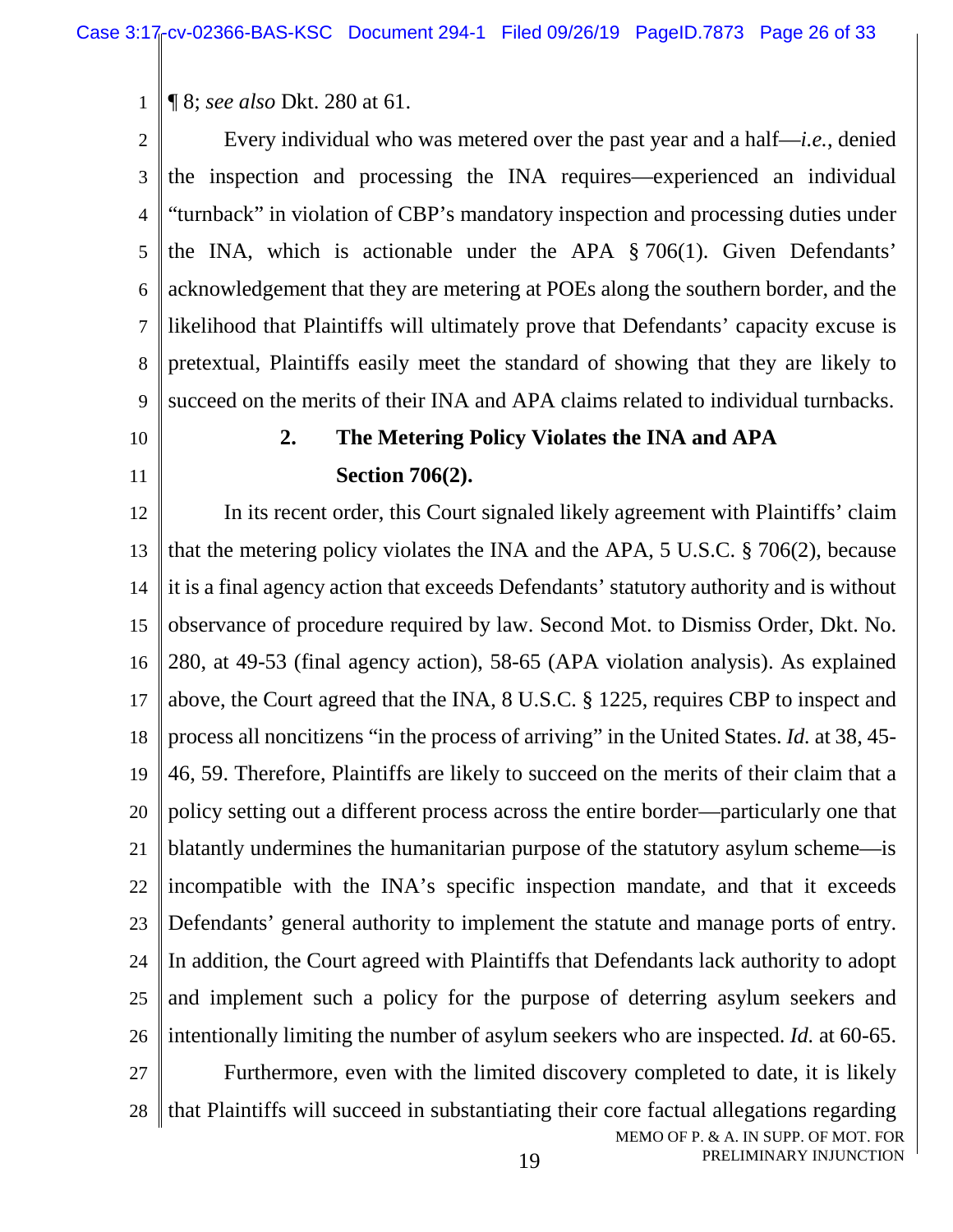¶ 8; *see also* Dkt. 280 at 61.

Every individual who was metered over the past year and a half—*i.e.*, denied the inspection and processing the INA requires—experienced an individual "turnback" in violation of CBP's mandatory inspection and processing duties under the INA, which is actionable under the APA § 706(1). Given Defendants' acknowledgement that they are metering at POEs along the southern border, and the likelihood that Plaintiffs will ultimately prove that Defendants' capacity excuse is pretextual, Plaintiffs easily meet the standard of showing that they are likely to succeed on the merits of their INA and APA claims related to individual turnbacks.

### 2. The Metering Policy Violates the INA and APA Section 706(2).

In its recent order, this Court signaled likely agreement with Plaintiffs' claim that the metering policy violates the INA and the APA, 5 U.S.C. § 706(2), because it is a final agency action that exceeds Defendants' statutory authority and is without observance of procedure required by law. Second Mot. to Dismiss Order, Dkt. No. 280, at 49-53 (final agency action), 58-65 (APA violation analysis). As explained above, the Court agreed that the INA, 8 U.S.C. § 1225, requires CBP to inspect and process all noncitizens "in the process of arriving" in the United States. *Id.* at 38, 45-46, 59. Therefore, Plaintiffs are likely to succeed on the merits of their claim that a policy setting out a different process across the entire border—particularly one that blatantly undermines the humanitarian purpose of the statutory asylum scheme—is incompatible with the INA's specific inspection mandate, and that it exceeds Defendants' general authority to implement the statute and manage ports of entry. In addition, the Court agreed with Plaintiffs that Defendants lack authority to adopt and implement such a policy for the purpose of deterring asylum seekers and intentionally limiting the number of asylum seekers who are inspected. *Id.* at 60-65.

Furthermore, even with the limited discovery completed to date, it is likely that Plaintiffs will succeed in substantiating their core factual allegations regarding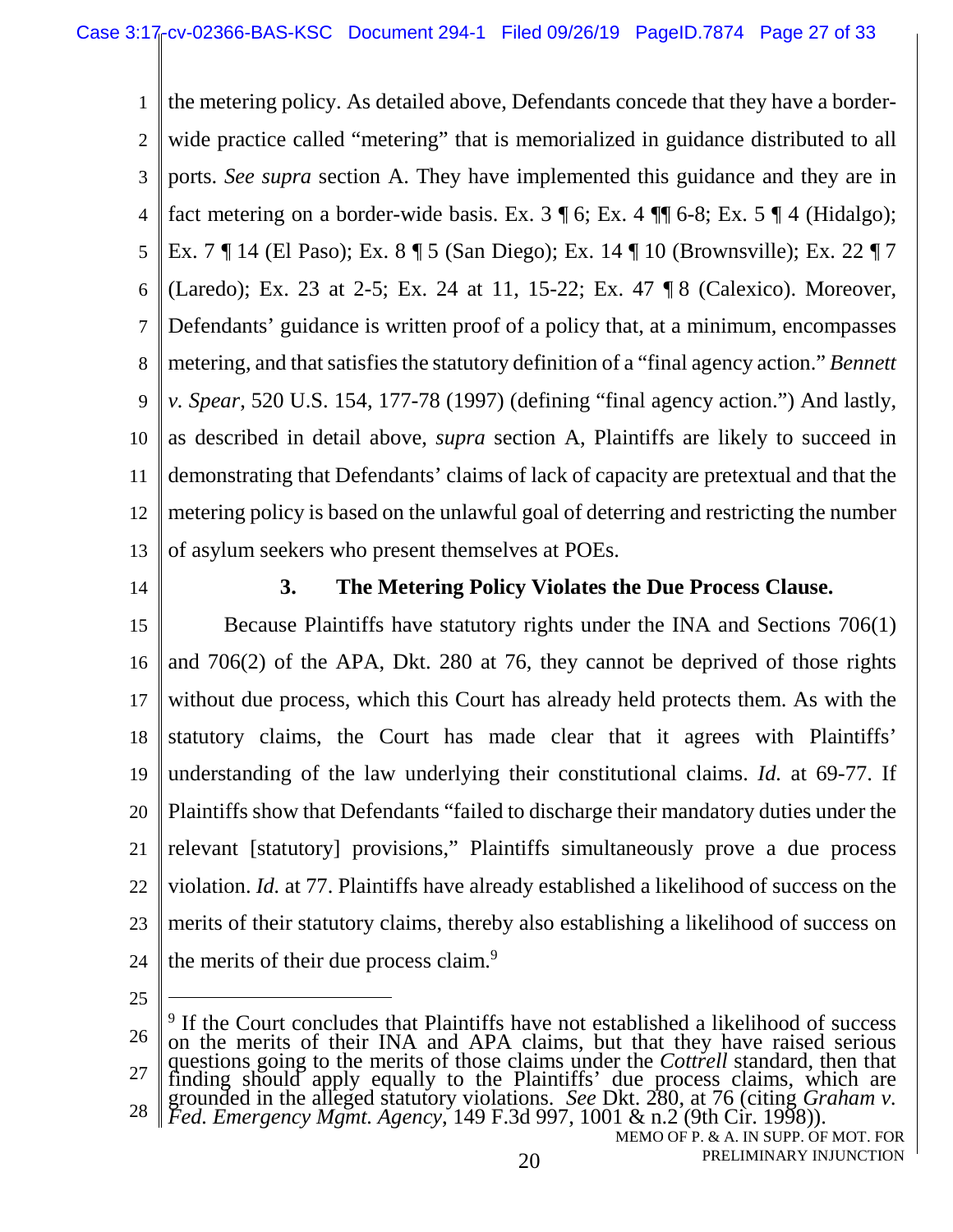the metering policy. As detailed above, Defendants concede that they have a border-wide practice called "metering" that is memorialized in guidance distributed to all ports. *See supra* section A. They have implemented this guidance and they are in fact metering on a border-wide basis. Ex. 3 ¶ 6; Ex. 4 ¶¶ 6-8; Ex. 5 ¶ 4 (Hidalgo); Ex. 7 ¶ 14 (El Paso); Ex. 8 ¶ 5 (San Diego); Ex. 14 ¶ 10 (Brownsville); Ex. 22 ¶ 7 (Laredo); Ex. 23 at 2-5; Ex. 24 at 11, 15-22; Ex. 47 ¶ 8 (Calexico). Moreover, Defendants' guidance is written proof of a policy that, at a minimum, encompasses metering, and that satisfies the statutory definition of a "final agency action." *Bennett v. Spear*, 520 U.S. 154, 177-78 (1997) (defining "final agency action.") And lastly, as described in detail above, *supra* section A, Plaintiffs are likely to succeed in demonstrating that Defendants' claims of lack of capacity are pretextual and that the metering policy is based on the unlawful goal of deterring and restricting the number of asylum seekers who present themselves at POEs.

### 3. The Metering Policy Violates the Due Process Clause.

Because Plaintiffs have statutory rights under the INA and Sections 706(1) and 706(2) of the APA, Dkt. 280 at 76, they cannot be deprived of those rights without due process, which this Court has already held protects them. As with the statutory claims, the Court has made clear that it agrees with Plaintiffs' understanding of the law underlying their constitutional claims. *Id.* at 69-77. If Plaintiffs show that Defendants "failed to discharge their mandatory duties under the relevant [statutory] provisions," Plaintiffs simultaneously prove a due process violation. *Id.* at 77. Plaintiffs have already established a likelihood of success on the merits of their statutory claims, thereby also establishing a likelihood of success on the merits of their due process claim.[9]

---

[9] If the Court concludes that Plaintiffs have not established a likelihood of success on the merits of their INA and APA claims, but that they have raised serious questions going to the merits of those claims under the *Cottrell* standard, then that finding should apply equally to the Plaintiffs' due process claims, which are grounded in the alleged statutory violations. *See* Dkt. 280, at 76 (citing *Graham v. Fed. Emergency Mgmt. Agency*, 149 F.3d 997, 1001 & n.2 (9th Cir. 1998)).

MEMO OF P. & A. IN SUPP. OF MOT. FOR PRELIMINARY INJUNCTION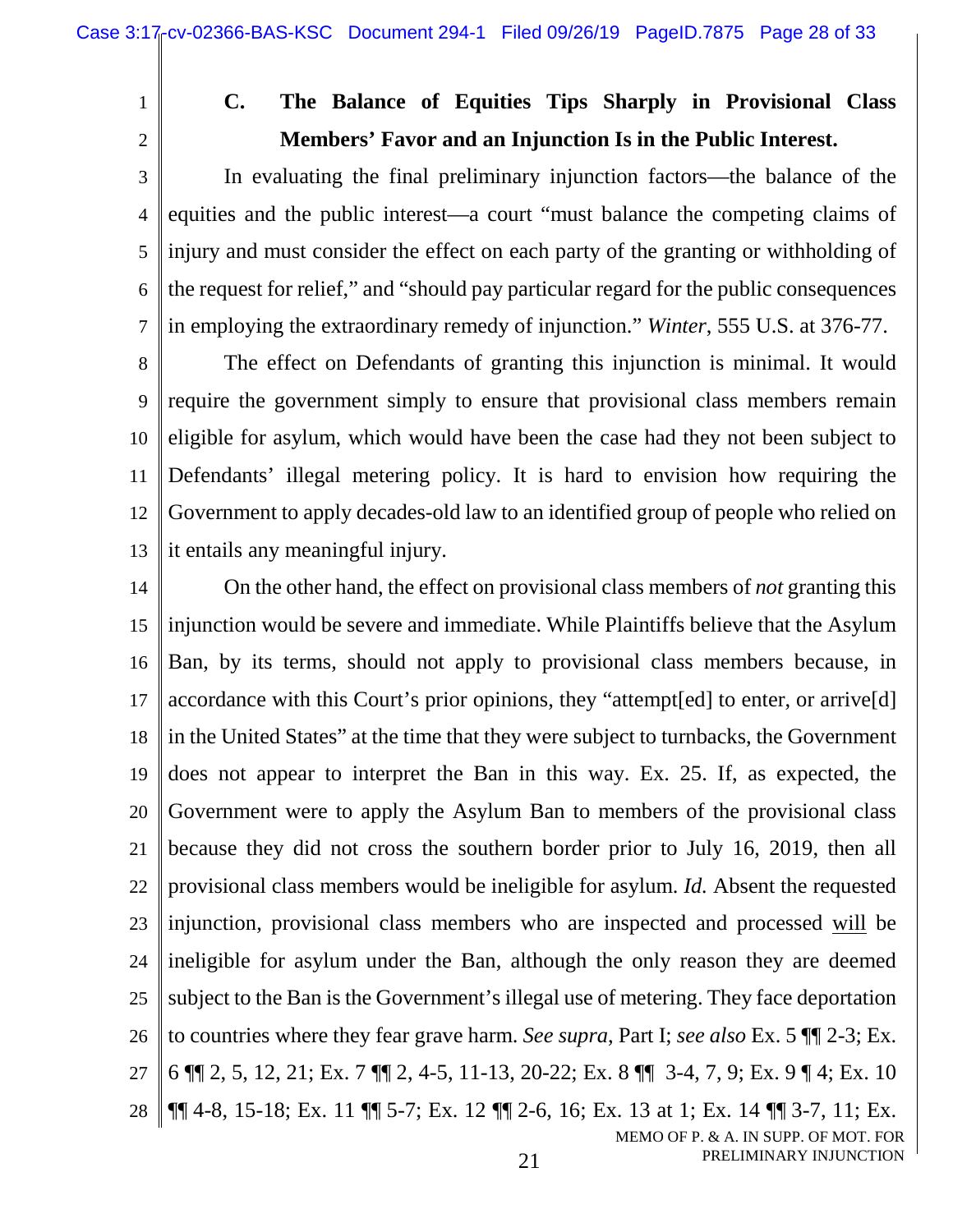### C. The Balance of Equities Tips Sharply in Provisional Class Members' Favor and an Injunction Is in the Public Interest.

In evaluating the final preliminary injunction factors—the balance of the equities and the public interest—a court "must balance the competing claims of injury and must consider the effect on each party of the granting or withholding of the request for relief," and "should pay particular regard for the public consequences in employing the extraordinary remedy of injunction." *Winter*, 555 U.S. at 376-77.

The effect on Defendants of granting this injunction is minimal. It would require the government simply to ensure that provisional class members remain eligible for asylum, which would have been the case had they not been subject to Defendants' illegal metering policy. It is hard to envision how requiring the Government to apply decades-old law to an identified group of people who relied on it entails any meaningful injury.

On the other hand, the effect on provisional class members of *not* granting this injunction would be severe and immediate. While Plaintiffs believe that the Asylum Ban, by its terms, should not apply to provisional class members because, in accordance with this Court's prior opinions, they "attempt[ed] to enter, or arrive[d] in the United States" at the time that they were subject to turnbacks, the Government does not appear to interpret the Ban in this way. Ex. 25. If, as expected, the Government were to apply the Asylum Ban to members of the provisional class because they did not cross the southern border prior to July 16, 2019, then all provisional class members would be ineligible for asylum. *Id.* Absent the requested injunction, provisional class members who are inspected and processed <u>will</u> be ineligible for asylum under the Ban, although the only reason they are deemed subject to the Ban is the Government's illegal use of metering. They face deportation to countries where they fear grave harm. *See supra*, Part I; *see also* Ex. 5 ¶¶ 2-3; Ex. 6 ¶¶ 2, 5, 12, 21; Ex. 7 ¶¶ 2, 4-5, 11-13, 20-22; Ex. 8 ¶¶ 3-4, 7, 9; Ex. 9 ¶ 4; Ex. 10 ¶¶ 4-8, 15-18; Ex. 11 ¶¶ 5-7; Ex. 12 ¶¶ 2-6, 16; Ex. 13 at 1; Ex. 14 ¶¶ 3-7, 11; Ex.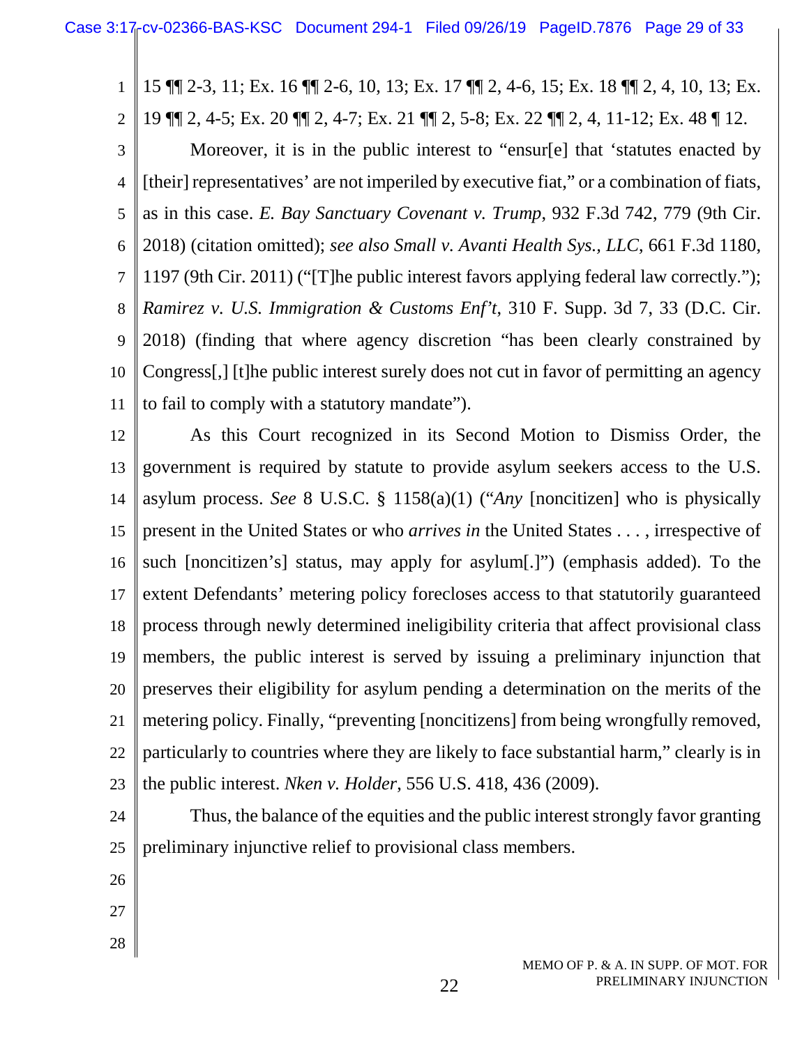15 ¶¶ 2-3, 11; Ex. 16 ¶¶ 2-6, 10, 13; Ex. 17 ¶¶ 2, 4-6, 15; Ex. 18 ¶¶ 2, 4, 10, 13; Ex. 19 ¶¶ 2, 4-5; Ex. 20 ¶¶ 2, 4-7; Ex. 21 ¶¶ 2, 5-8; Ex. 22 ¶¶ 2, 4, 11-12; Ex. 48 ¶ 12.

Moreover, it is in the public interest to "ensur[e] that 'statutes enacted by [their] representatives' are not imperiled by executive fiat," or a combination of fiats, as in this case. *E. Bay Sanctuary Covenant v. Trump*, 932 F.3d 742, 779 (9th Cir. 2018) (citation omitted); *see also Small v. Avanti Health Sys., LLC*, 661 F.3d 1180, 1197 (9th Cir. 2011) ("[T]he public interest favors applying federal law correctly."); *Ramirez v. U.S. Immigration & Customs Enf't*, 310 F. Supp. 3d 7, 33 (D.C. Cir. 2018) (finding that where agency discretion "has been clearly constrained by Congress[,] [t]he public interest surely does not cut in favor of permitting an agency to fail to comply with a statutory mandate").

As this Court recognized in its Second Motion to Dismiss Order, the government is required by statute to provide asylum seekers access to the U.S. asylum process. *See* 8 U.S.C. § 1158(a)(1) ("*Any* [noncitizen] who is physically present in the United States or who *arrives in* the United States . . . , irrespective of such [noncitizen's] status, may apply for asylum[.]") (emphasis added). To the extent Defendants' metering policy forecloses access to that statutorily guaranteed process through newly determined ineligibility criteria that affect provisional class members, the public interest is served by issuing a preliminary injunction that preserves their eligibility for asylum pending a determination on the merits of the metering policy. Finally, "preventing [noncitizens] from being wrongfully removed, particularly to countries where they are likely to face substantial harm," clearly is in the public interest. *Nken v. Holder*, 556 U.S. 418, 436 (2009).

Thus, the balance of the equities and the public interest strongly favor granting preliminary injunctive relief to provisional class members.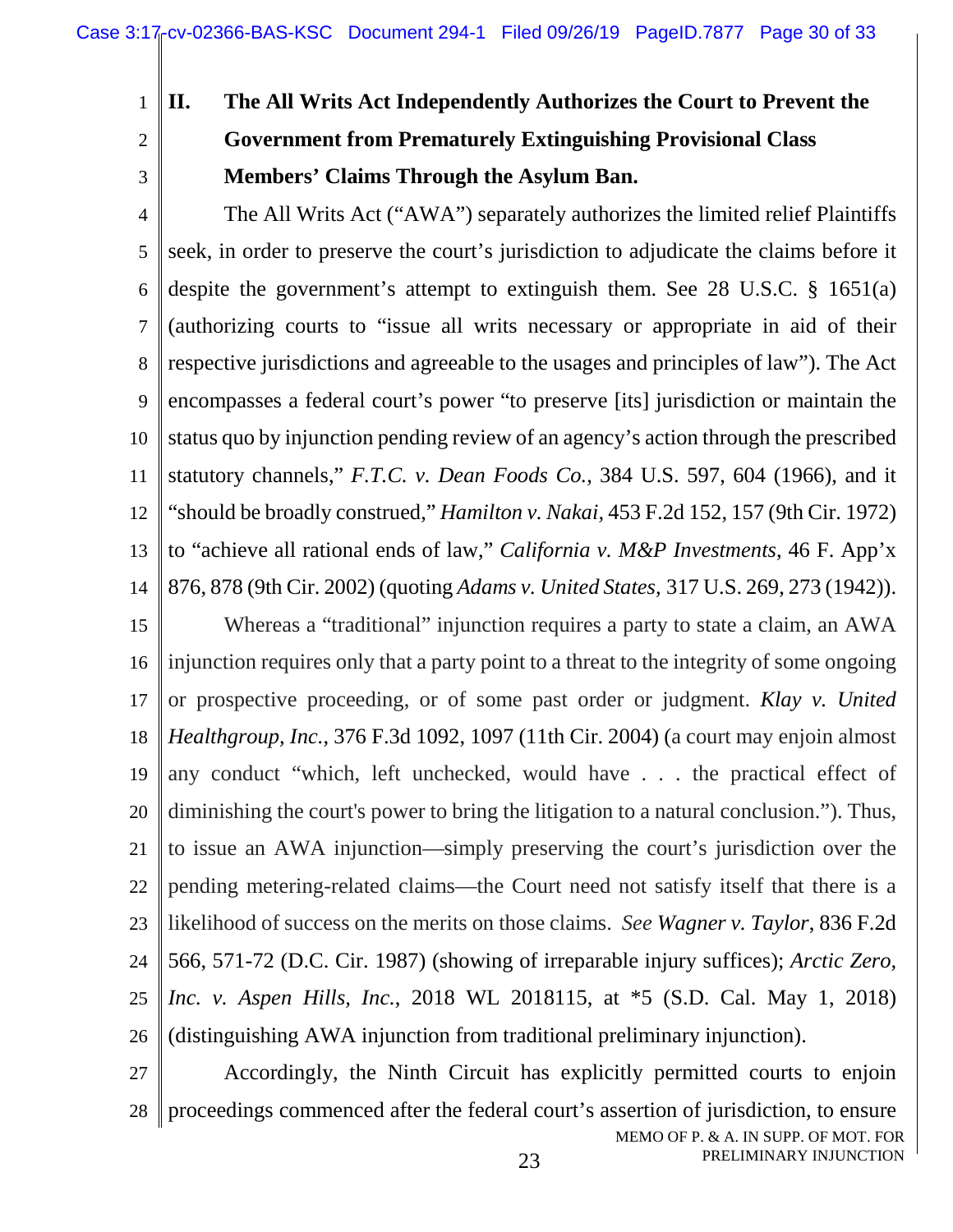## II. The All Writs Act Independently Authorizes the Court to Prevent the Government from Prematurely Extinguishing Provisional Class Members' Claims Through the Asylum Ban.

The All Writs Act ("AWA") separately authorizes the limited relief Plaintiffs seek, in order to preserve the court's jurisdiction to adjudicate the claims before it despite the government's attempt to extinguish them. See 28 U.S.C. § 1651(a) (authorizing courts to "issue all writs necessary or appropriate in aid of their respective jurisdictions and agreeable to the usages and principles of law"). The Act encompasses a federal court's power "to preserve [its] jurisdiction or maintain the status quo by injunction pending review of an agency's action through the prescribed statutory channels," *F.T.C. v. Dean Foods Co.*, 384 U.S. 597, 604 (1966), and it "should be broadly construed," *Hamilton v. Nakai*, 453 F.2d 152, 157 (9th Cir. 1972) to "achieve all rational ends of law," *California v. M&P Investments*, 46 F. App'x 876, 878 (9th Cir. 2002) (quoting *Adams v. United States*, 317 U.S. 269, 273 (1942)).

Whereas a "traditional" injunction requires a party to state a claim, an AWA injunction requires only that a party point to a threat to the integrity of some ongoing or prospective proceeding, or of some past order or judgment. *Klay v. United Healthgroup, Inc.*, 376 F.3d 1092, 1097 (11th Cir. 2004) (a court may enjoin almost any conduct "which, left unchecked, would have . . . the practical effect of diminishing the court's power to bring the litigation to a natural conclusion."). Thus, to issue an AWA injunction—simply preserving the court's jurisdiction over the pending metering-related claims—the Court need not satisfy itself that there is a likelihood of success on the merits on those claims. *See Wagner v. Taylor*, 836 F.2d 566, 571-72 (D.C. Cir. 1987) (showing of irreparable injury suffices); *Arctic Zero, Inc. v. Aspen Hills, Inc.*, 2018 WL 2018115, at *5 (S.D. Cal. May 1, 2018) (distinguishing AWA injunction from traditional preliminary injunction).

Accordingly, the Ninth Circuit has explicitly permitted courts to enjoin proceedings commenced after the federal court's assertion of jurisdiction, to ensure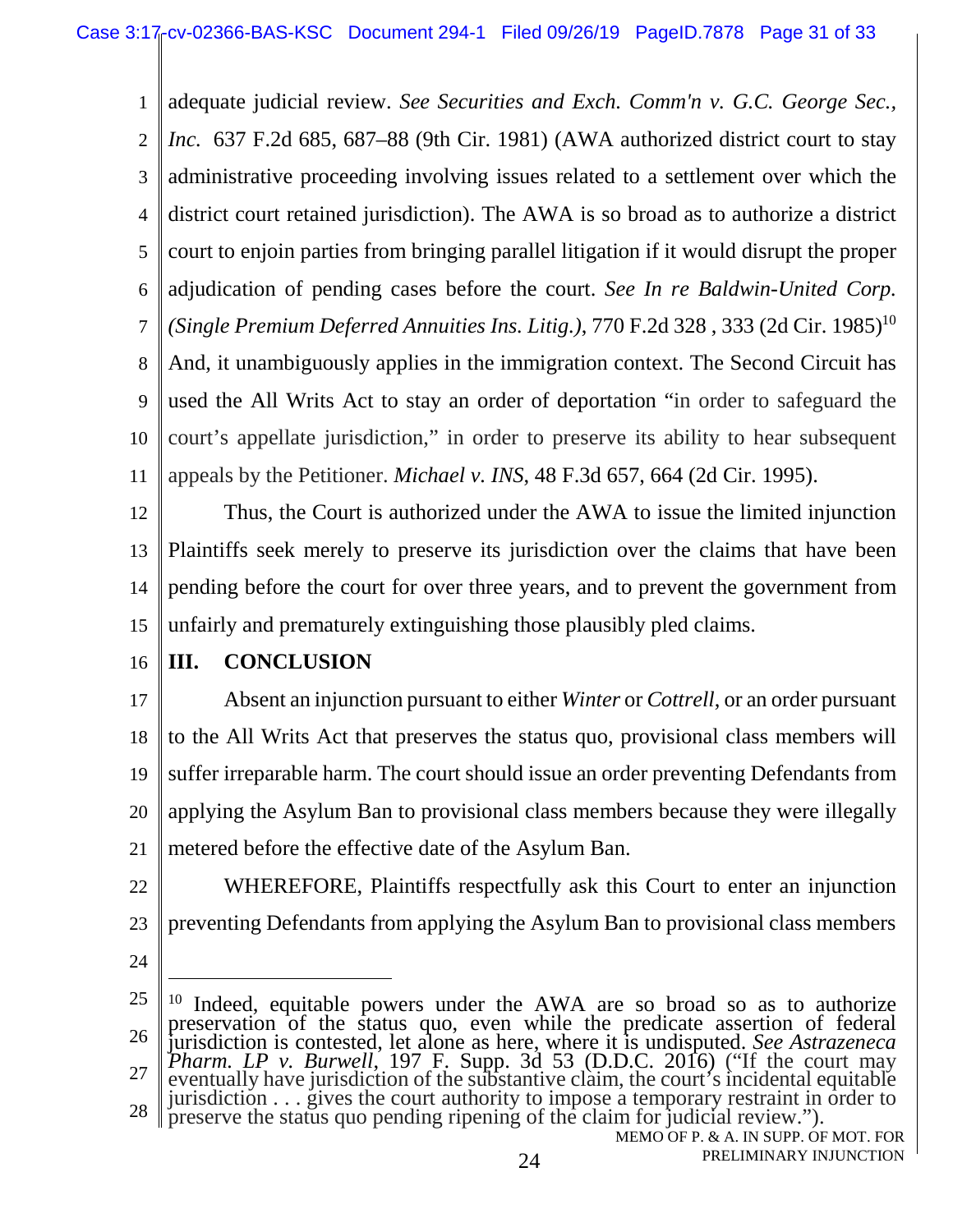adequate judicial review. *See Securities and Exch. Comm'n v. G.C. George Sec., Inc.* 637 F.2d 685, 687–88 (9th Cir. 1981) (AWA authorized district court to stay administrative proceeding involving issues related to a settlement over which the district court retained jurisdiction). The AWA is so broad as to authorize a district court to enjoin parties from bringing parallel litigation if it would disrupt the proper adjudication of pending cases before the court. *See In re Baldwin-United Corp. (Single Premium Deferred Annuities Ins. Litig.)*, 770 F.2d 328 , 333 (2d Cir. 1985)[10] And, it unambiguously applies in the immigration context. The Second Circuit has used the All Writs Act to stay an order of deportation "in order to safeguard the court's appellate jurisdiction," in order to preserve its ability to hear subsequent appeals by the Petitioner. *Michael v. INS*, 48 F.3d 657, 664 (2d Cir. 1995).

Thus, the Court is authorized under the AWA to issue the limited injunction Plaintiffs seek merely to preserve its jurisdiction over the claims that have been pending before the court for over three years, and to prevent the government from unfairly and prematurely extinguishing those plausibly pled claims.

## III. CONCLUSION

Absent an injunction pursuant to either *Winter* or *Cottrell*, or an order pursuant to the All Writs Act that preserves the status quo, provisional class members will suffer irreparable harm. The court should issue an order preventing Defendants from applying the Asylum Ban to provisional class members because they were illegally metered before the effective date of the Asylum Ban.

WHEREFORE, Plaintiffs respectfully ask this Court to enter an injunction preventing Defendants from applying the Asylum Ban to provisional class members

---

[10] Indeed, equitable powers under the AWA are so broad so as to authorize preservation of the status quo, even while the predicate assertion of federal jurisdiction is contested, let alone as here, where it is undisputed. *See Astrazeneca Pharm. LP v. Burwell*, 197 F. Supp. 3d 53 (D.D.C. 2016) ("If the court may eventually have jurisdiction of the substantive claim, the court's incidental equitable jurisdiction . . . gives the court authority to impose a temporary restraint in order to preserve the status quo pending ripening of the claim for judicial review.").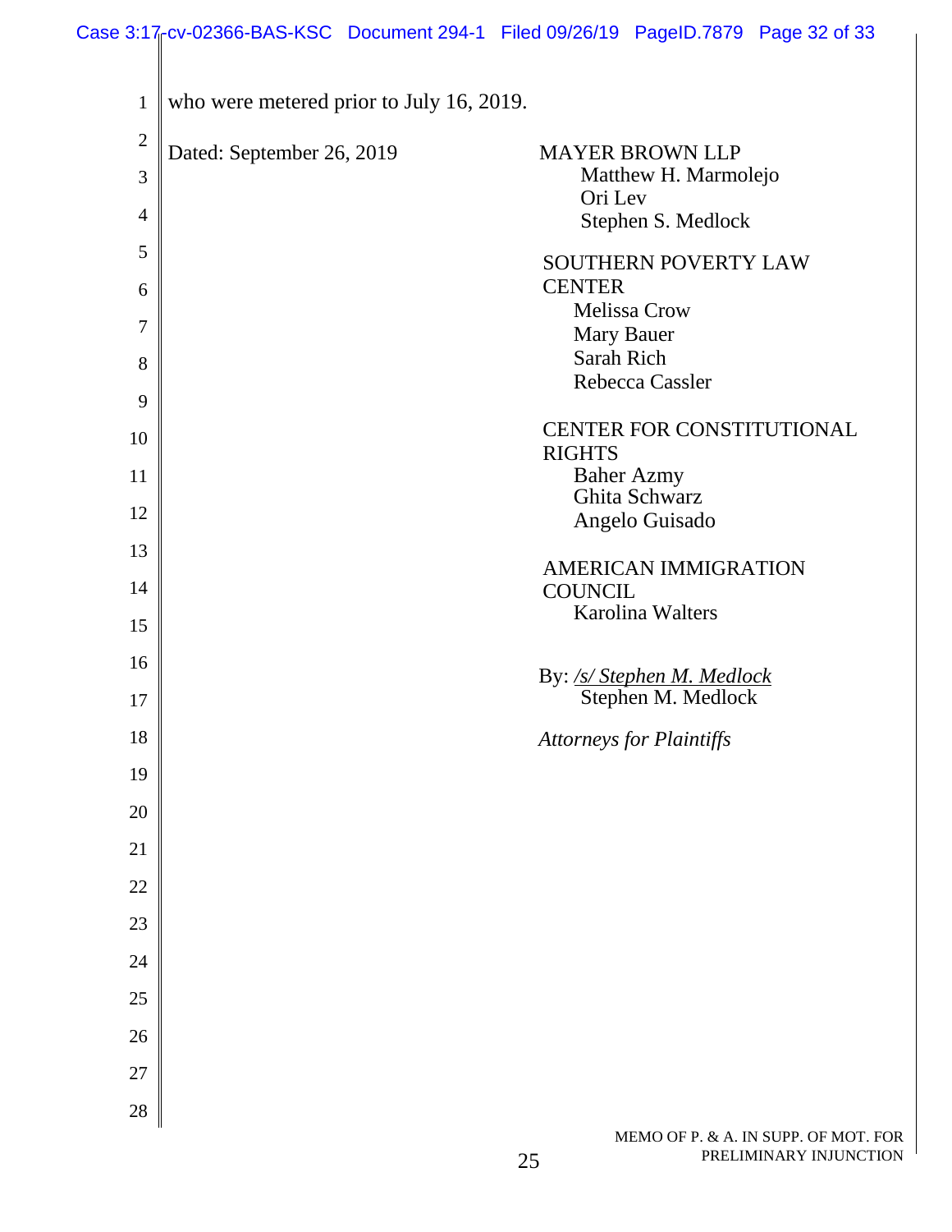who were metered prior to July 16, 2019.

Dated: September 26, 2019

MAYER BROWN LLP
Matthew H. Marmolejo
Ori Lev
Stephen S. Medlock

SOUTHERN POVERTY LAW CENTER
Melissa Crow
Mary Bauer
Sarah Rich
Rebecca Cassler

CENTER FOR CONSTITUTIONAL RIGHTS
Baher Azmy
Ghita Schwarz
Angelo Guisado

AMERICAN IMMIGRATION COUNCIL
Karolina Walters

By: */s/ Stephen M. Medlock*
Stephen M. Medlock

*Attorneys for Plaintiffs*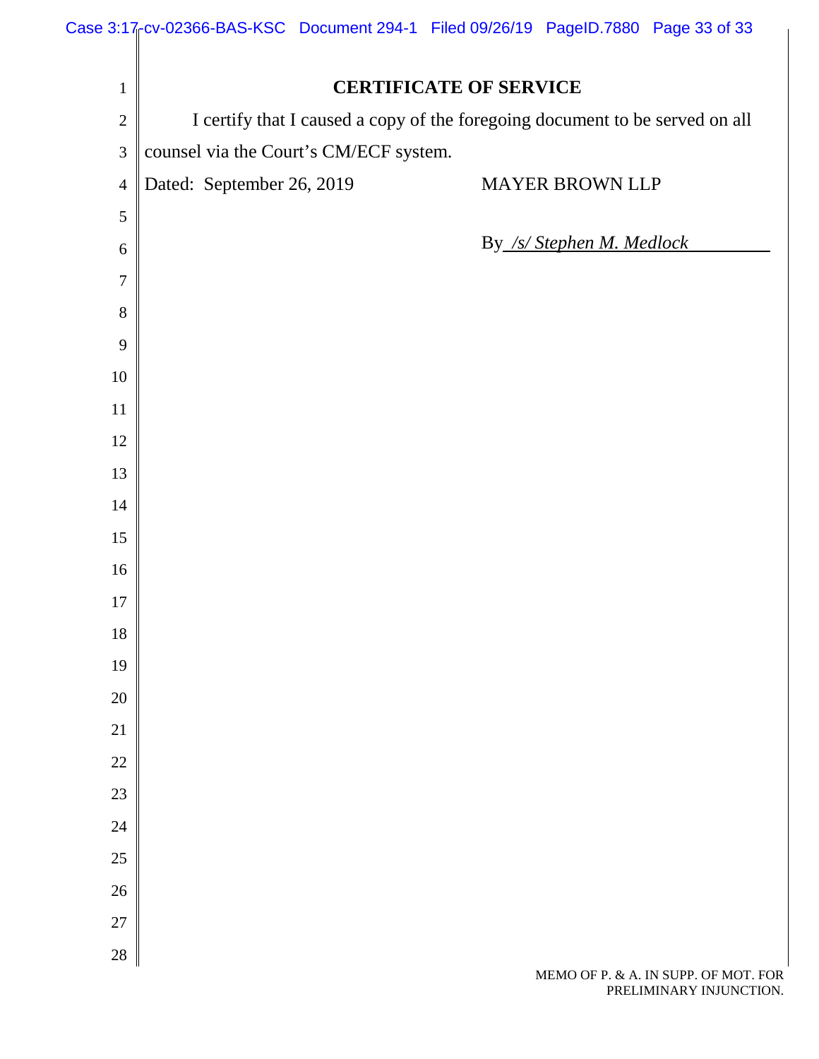## CERTIFICATE OF SERVICE

I certify that I caused a copy of the foregoing document to be served on all counsel via the Court's CM/ECF system.

Dated: September 26, 2019

MAYER BROWN LLP

By */s/ Stephen M. Medlock*